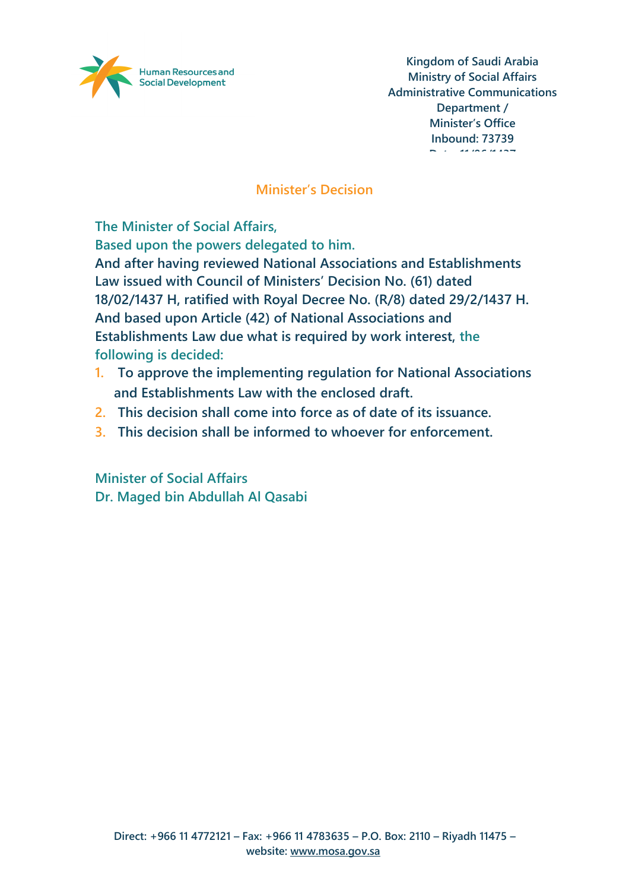Human Resources and Social Development

Kingdom of Saudi Arabia
Ministry of Social Affairs
Administrative Communications Department /
Minister's Office
Inbound: 73739

## Minister's Decision

The Minister of Social Affairs,

Based upon the powers delegated to him.

**And after having reviewed National Associations and Establishments Law issued with Council of Ministers' Decision No. (61) dated 18/02/1437 H, ratified with Royal Decree No. (R/8) dated 29/2/1437 H. And based upon Article (42) of National Associations and Establishments Law due what is required by work interest,** the following is decided:

1. **To approve the implementing regulation for National Associations and Establishments Law with the enclosed draft.**
2. **This decision shall come into force as of date of its issuance.**
3. **This decision shall be informed to whoever for enforcement.**

Minister of Social Affairs
Dr. Maged bin Abdullah Al Qasabi

Direct: +966 11 4772121 – Fax: +966 11 4783635 – P.O. Box: 2110 – Riyadh 11475 – website: www.mosa.gov.sa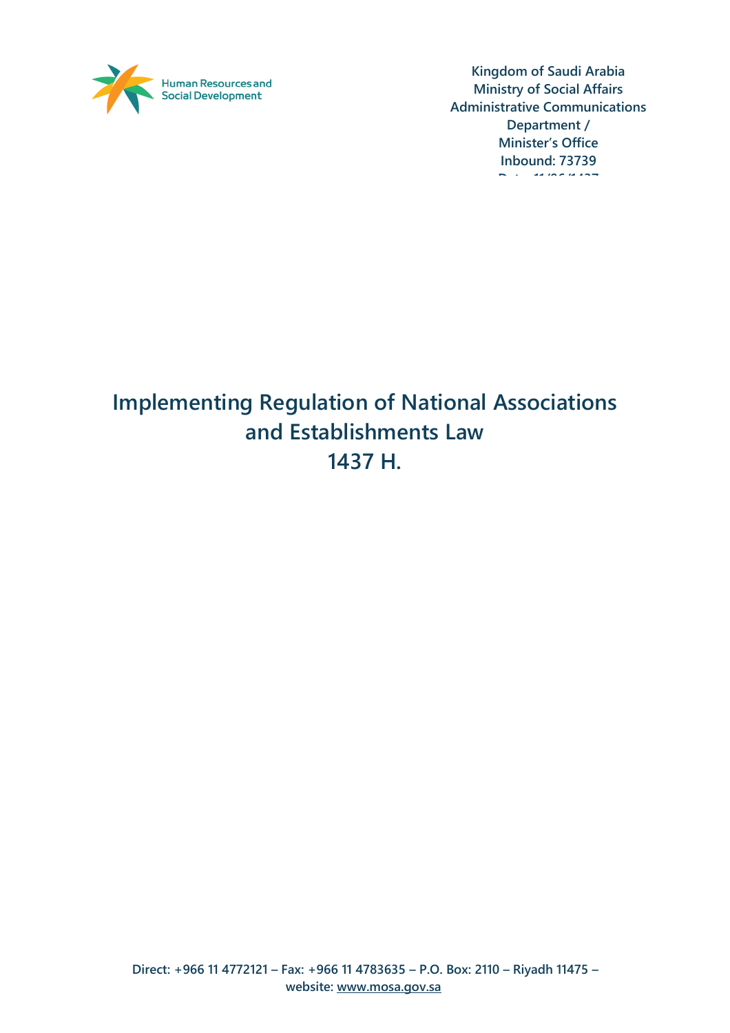Kingdom of Saudi Arabia
Ministry of Social Affairs
Administrative Communications Department /
Minister's Office
Inbound: 73739

# Implementing Regulation of National Associations and Establishments Law
# 1437 H.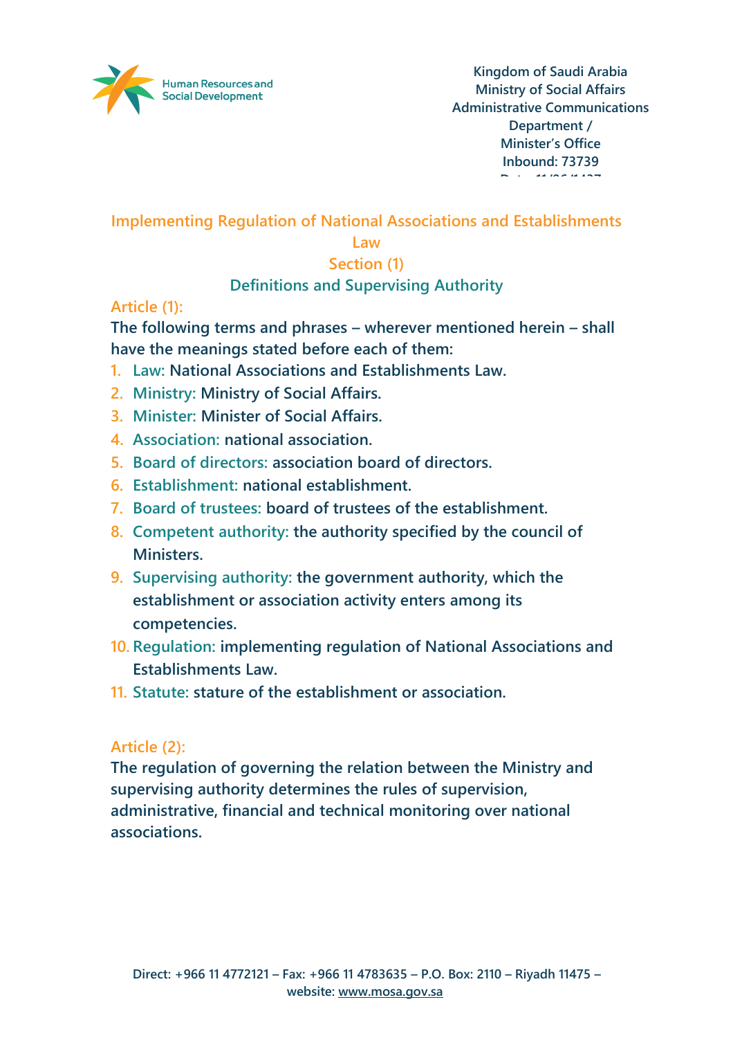Kingdom of Saudi Arabia
Ministry of Social Affairs
Administrative Communications Department /
Minister's Office
Inbound: 73739

## Implementing Regulation of National Associations and Establishments Law

## Section (1)

## Definitions and Supervising Authority

### Article (1):

The following terms and phrases – wherever mentioned herein – shall have the meanings stated before each of them:

1. Law: National Associations and Establishments Law.
2. Ministry: Ministry of Social Affairs.
3. Minister: Minister of Social Affairs.
4. Association: national association.
5. Board of directors: association board of directors.
6. Establishment: national establishment.
7. Board of trustees: board of trustees of the establishment.
8. Competent authority: the authority specified by the council of Ministers.
9. Supervising authority: the government authority, which the establishment or association activity enters among its competencies.
10. Regulation: implementing regulation of National Associations and Establishments Law.
11. Statute: stature of the establishment or association.

### Article (2):

The regulation of governing the relation between the Ministry and supervising authority determines the rules of supervision, administrative, financial and technical monitoring over national associations.

Direct: +966 11 4772121 – Fax: +966 11 4783635 – P.O. Box: 2110 – Riyadh 11475 – website: www.mosa.gov.sa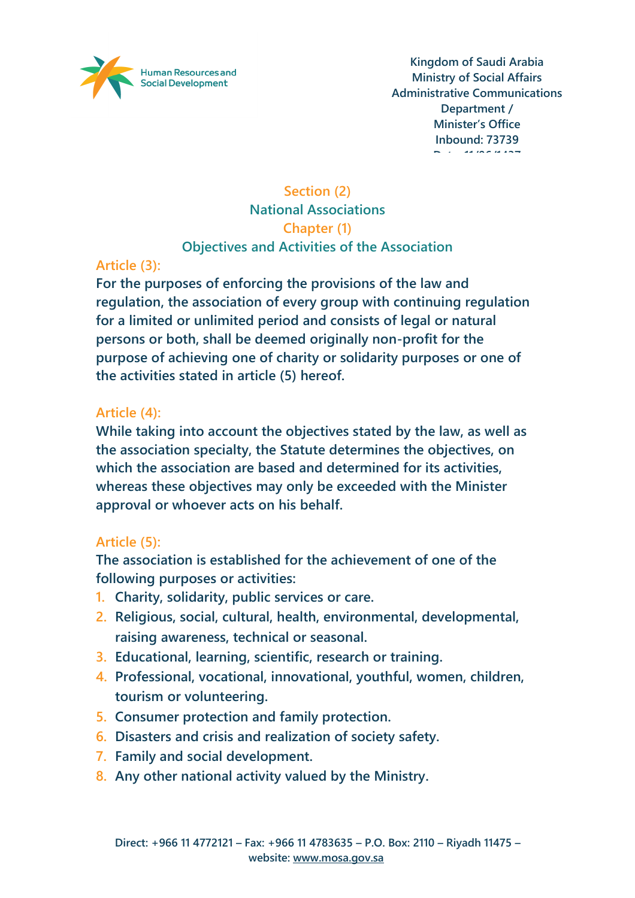## Section (2)
## National Associations
### Chapter (1)
### Objectives and Activities of the Association

**Article (3):**

**For the purposes of enforcing the provisions of the law and regulation, the association of every group with continuing regulation for a limited or unlimited period and consists of legal or natural persons or both, shall be deemed originally non-profit for the purpose of achieving one of charity or solidarity purposes or one of the activities stated in article (5) hereof.**

**Article (4):**

**While taking into account the objectives stated by the law, as well as the association specialty, the Statute determines the objectives, on which the association are based and determined for its activities, whereas these objectives may only be exceeded with the Minister approval or whoever acts on his behalf.**

**Article (5):**

**The association is established for the achievement of one of the following purposes or activities:**

1. **Charity, solidarity, public services or care.**
2. **Religious, social, cultural, health, environmental, developmental, raising awareness, technical or seasonal.**
3. **Educational, learning, scientific, research or training.**
4. **Professional, vocational, innovational, youthful, women, children, tourism or volunteering.**
5. **Consumer protection and family protection.**
6. **Disasters and crisis and realization of society safety.**
7. **Family and social development.**
8. **Any other national activity valued by the Ministry.**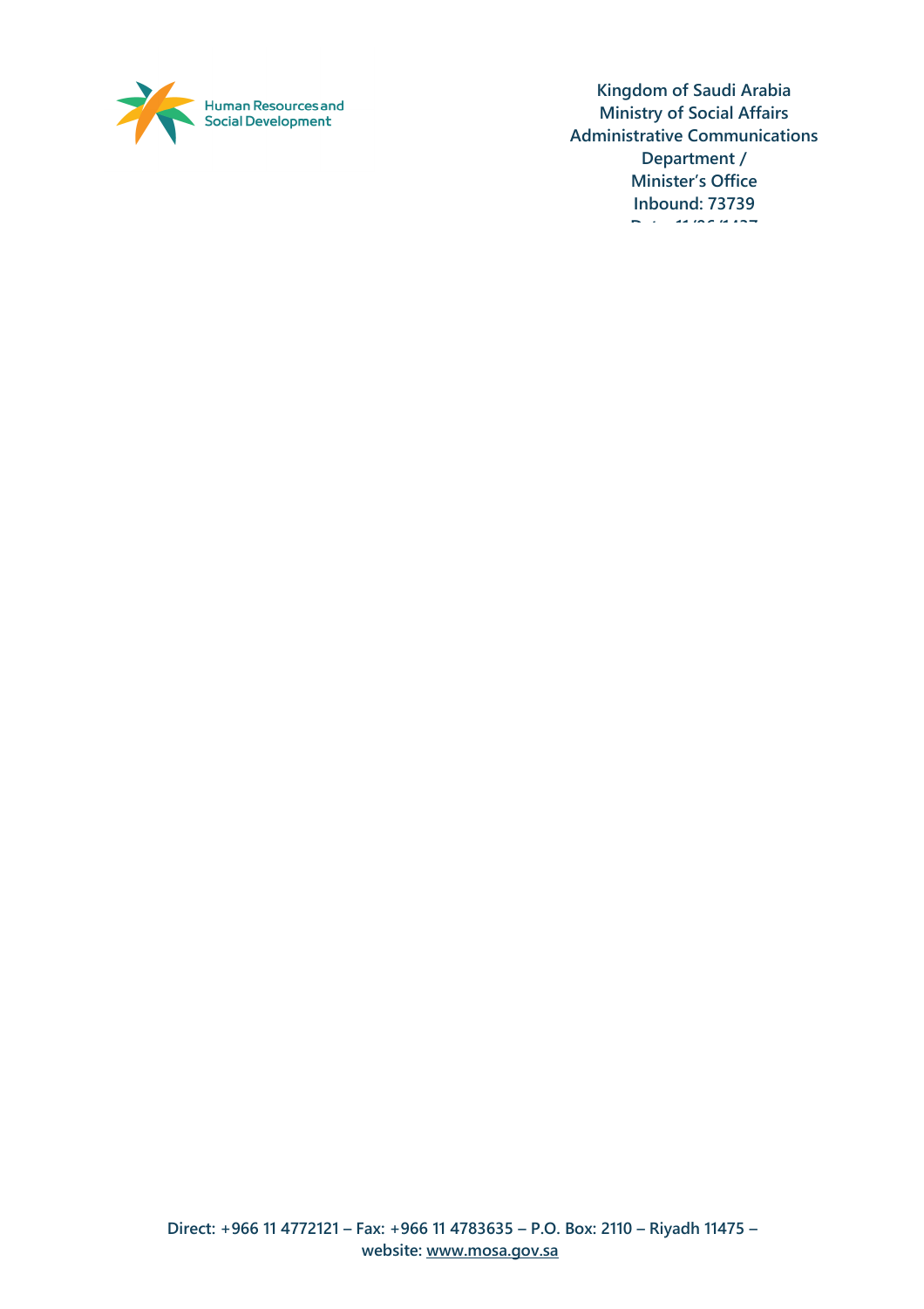Human Resources and Social Development

**Kingdom of Saudi Arabia**
**Ministry of Social Affairs**
**Administrative Communications Department /**
**Minister's Office**
**Inbound: 73739**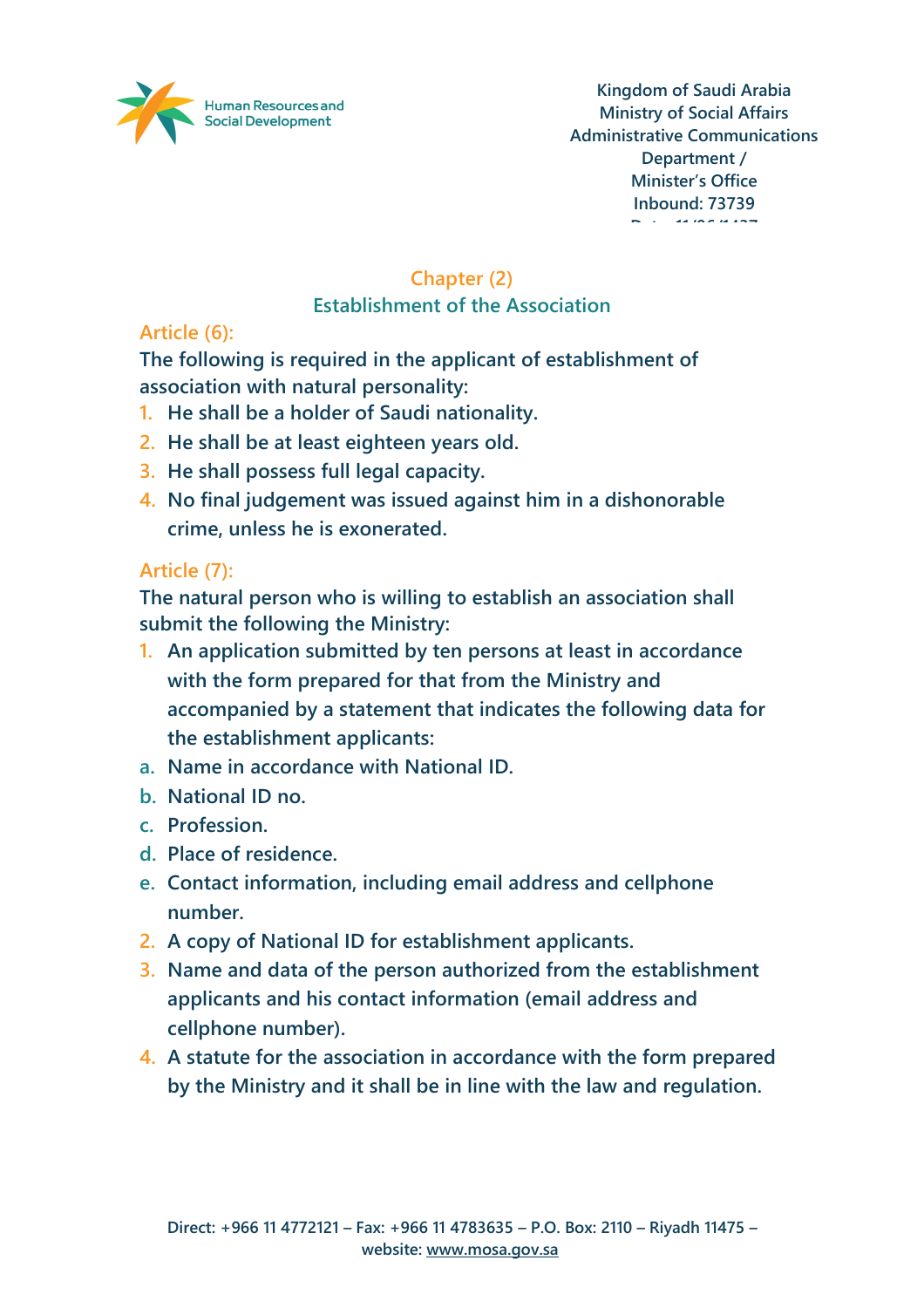## Chapter (2)
## Establishment of the Association

### Article (6):

The following is required in the applicant of establishment of association with natural personality:

1. He shall be a holder of Saudi nationality.
2. He shall be at least eighteen years old.
3. He shall possess full legal capacity.
4. No final judgement was issued against him in a dishonorable crime, unless he is exonerated.

### Article (7):

The natural person who is willing to establish an association shall submit the following the Ministry:

1. An application submitted by ten persons at least in accordance with the form prepared for that from the Ministry and accompanied by a statement that indicates the following data for the establishment applicants:
   a. Name in accordance with National ID.
   b. National ID no.
   c. Profession.
   d. Place of residence.
   e. Contact information, including email address and cellphone number.
2. A copy of National ID for establishment applicants.
3. Name and data of the person authorized from the establishment applicants and his contact information (email address and cellphone number).
4. A statute for the association in accordance with the form prepared by the Ministry and it shall be in line with the law and regulation.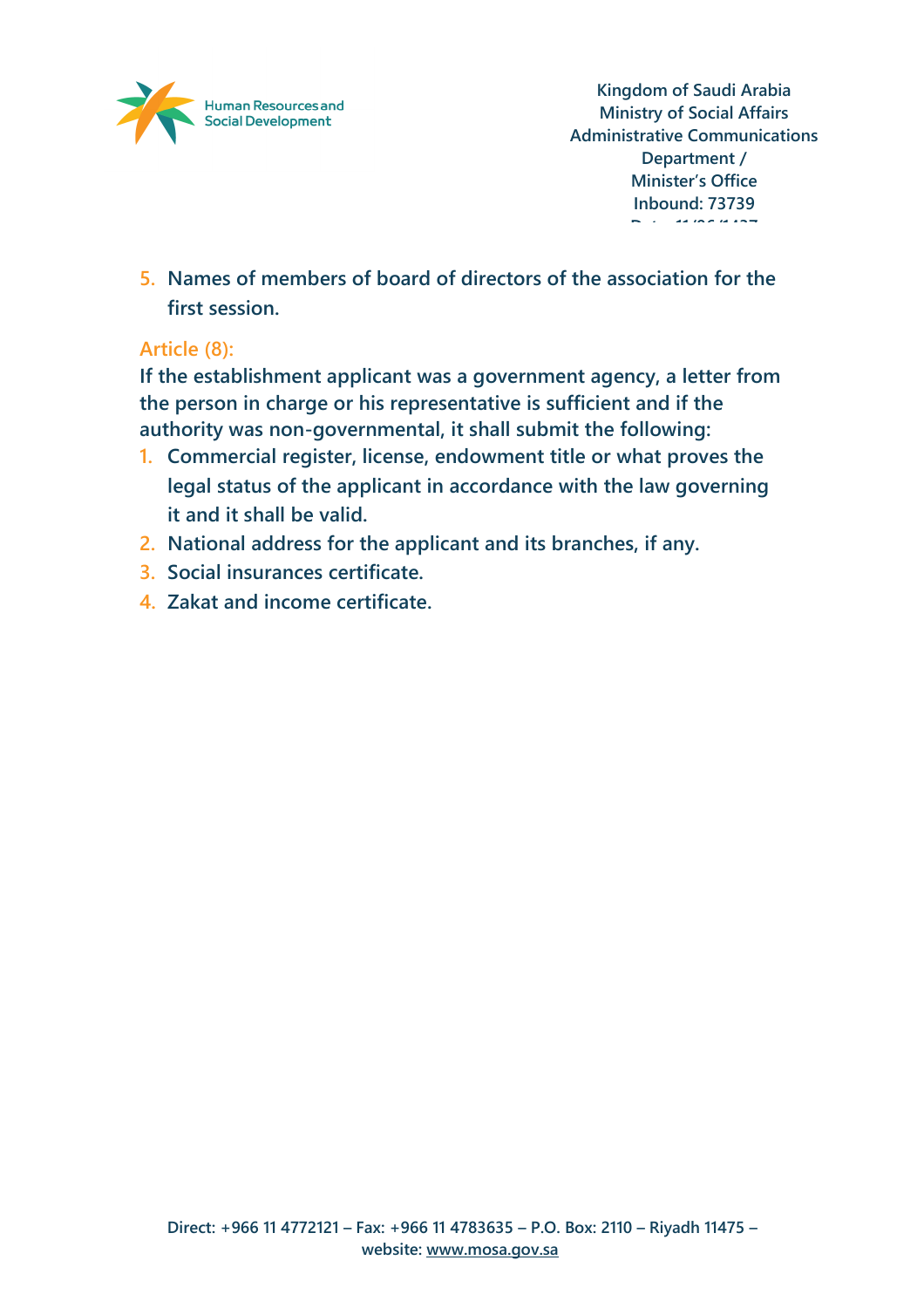5. Names of members of board of directors of the association for the first session.

**Article (8):**

If the establishment applicant was a government agency, a letter from the person in charge or his representative is sufficient and if the authority was non-governmental, it shall submit the following:

1. Commercial register, license, endowment title or what proves the legal status of the applicant in accordance with the law governing it and it shall be valid.
2. National address for the applicant and its branches, if any.
3. Social insurances certificate.
4. Zakat and income certificate.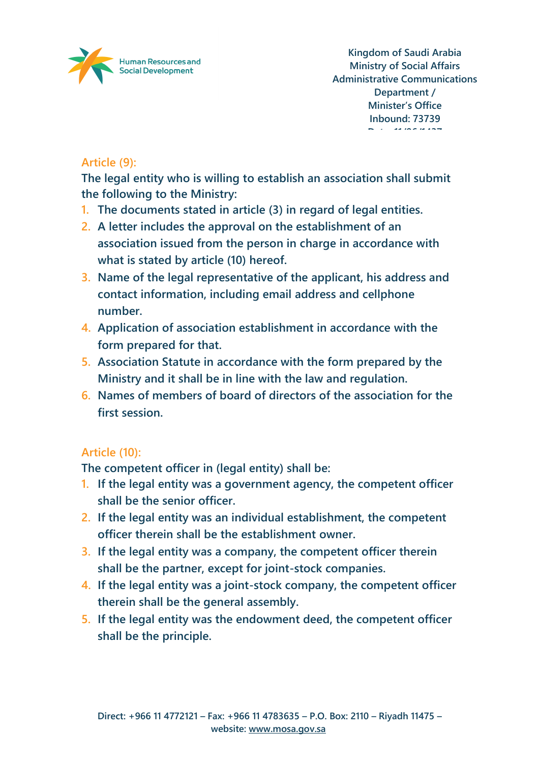## Article (9):

**The legal entity who is willing to establish an association shall submit the following to the Ministry:**

1. **The documents stated in article (3) in regard of legal entities.**
2. **A letter includes the approval on the establishment of an association issued from the person in charge in accordance with what is stated by article (10) hereof.**
3. **Name of the legal representative of the applicant, his address and contact information, including email address and cellphone number.**
4. **Application of association establishment in accordance with the form prepared for that.**
5. **Association Statute in accordance with the form prepared by the Ministry and it shall be in line with the law and regulation.**
6. **Names of members of board of directors of the association for the first session.**

## Article (10):

**The competent officer in (legal entity) shall be:**

1. **If the legal entity was a government agency, the competent officer shall be the senior officer.**
2. **If the legal entity was an individual establishment, the competent officer therein shall be the establishment owner.**
3. **If the legal entity was a company, the competent officer therein shall be the partner, except for joint-stock companies.**
4. **If the legal entity was a joint-stock company, the competent officer therein shall be the general assembly.**
5. **If the legal entity was the endowment deed, the competent officer shall be the principle.**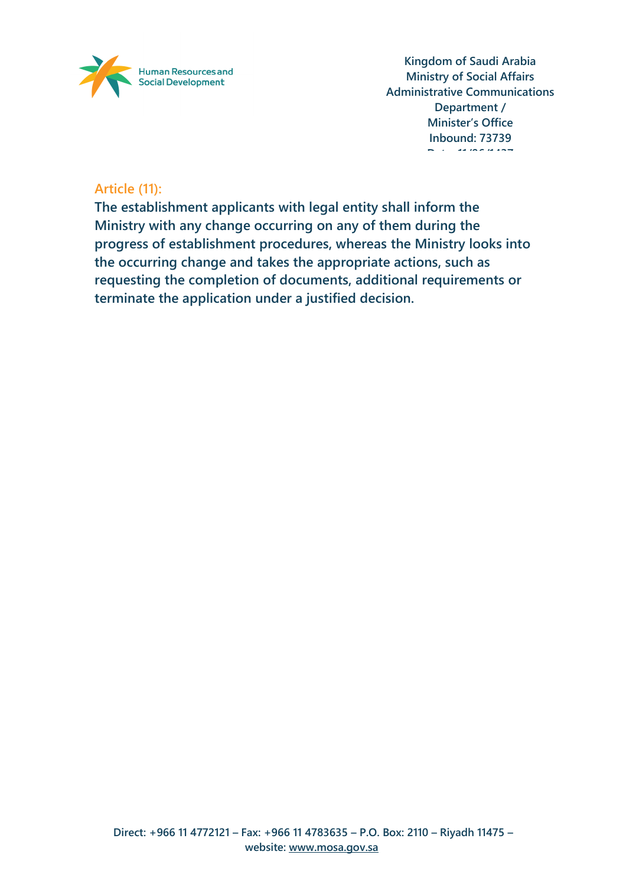### Article (11):

**The establishment applicants with legal entity shall inform the Ministry with any change occurring on any of them during the progress of establishment procedures, whereas the Ministry looks into the occurring change and takes the appropriate actions, such as requesting the completion of documents, additional requirements or terminate the application under a justified decision.**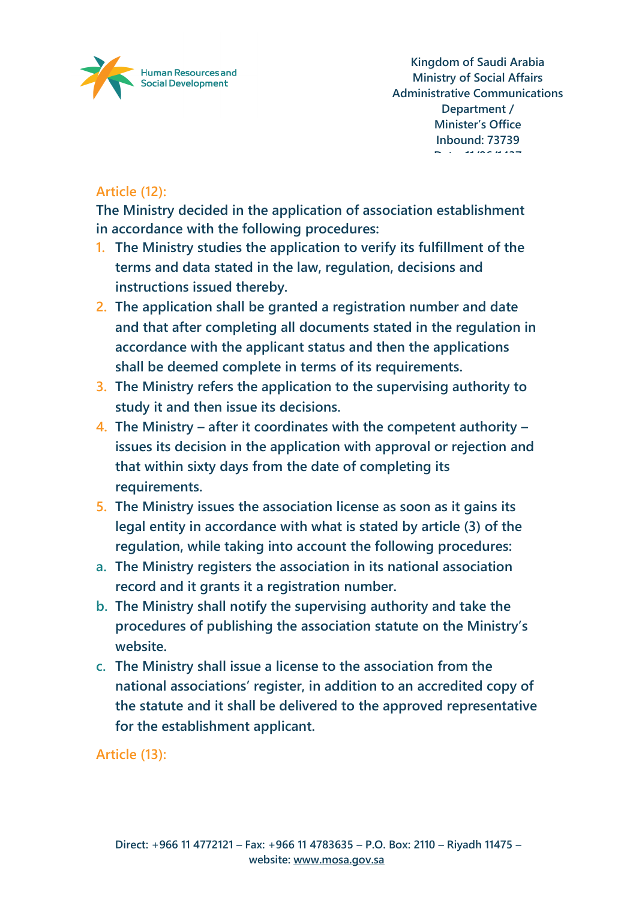## Article (12):

The Ministry decided in the application of association establishment in accordance with the following procedures:

1. The Ministry studies the application to verify its fulfillment of the terms and data stated in the law, regulation, decisions and instructions issued thereby.
2. The application shall be granted a registration number and date and that after completing all documents stated in the regulation in accordance with the applicant status and then the applications shall be deemed complete in terms of its requirements.
3. The Ministry refers the application to the supervising authority to study it and then issue its decisions.
4. The Ministry – after it coordinates with the competent authority – issues its decision in the application with approval or rejection and that within sixty days from the date of completing its requirements.
5. The Ministry issues the association license as soon as it gains its legal entity in accordance with what is stated by article (3) of the regulation, while taking into account the following procedures:

a. The Ministry registers the association in its national association record and it grants it a registration number.
b. The Ministry shall notify the supervising authority and take the procedures of publishing the association statute on the Ministry's website.
c. The Ministry shall issue a license to the association from the national associations' register, in addition to an accredited copy of the statute and it shall be delivered to the approved representative for the establishment applicant.

## Article (13):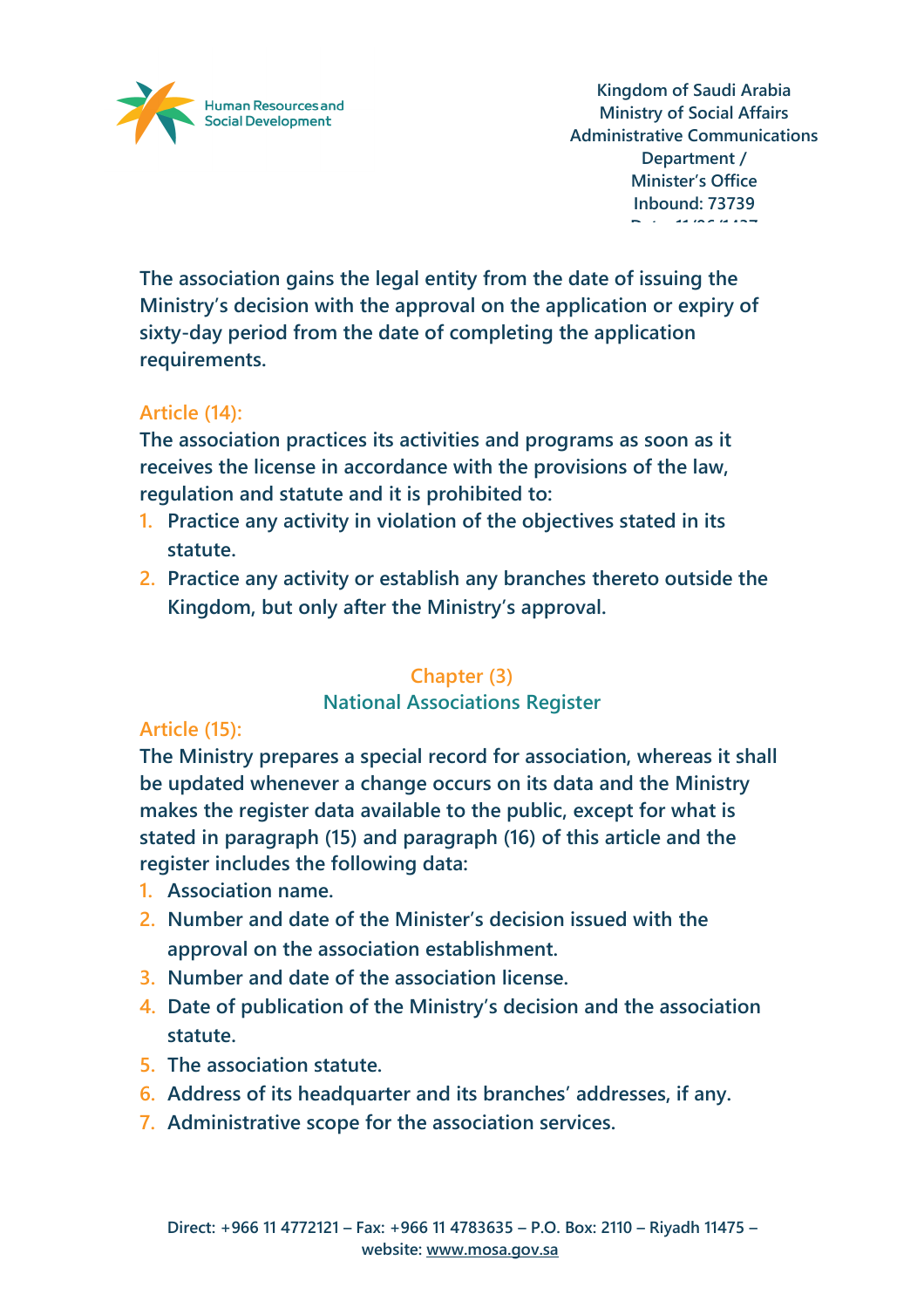The association gains the legal entity from the date of issuing the Ministry's decision with the approval on the application or expiry of sixty-day period from the date of completing the application requirements.

**Article (14):**

The association practices its activities and programs as soon as it receives the license in accordance with the provisions of the law, regulation and statute and it is prohibited to:

1. Practice any activity in violation of the objectives stated in its statute.
2. Practice any activity or establish any branches thereto outside the Kingdom, but only after the Ministry's approval.

## Chapter (3)
## National Associations Register

**Article (15):**

The Ministry prepares a special record for association, whereas it shall be updated whenever a change occurs on its data and the Ministry makes the register data available to the public, except for what is stated in paragraph (15) and paragraph (16) of this article and the register includes the following data:

1. Association name.
2. Number and date of the Minister's decision issued with the approval on the association establishment.
3. Number and date of the association license.
4. Date of publication of the Ministry's decision and the association statute.
5. The association statute.
6. Address of its headquarter and its branches' addresses, if any.
7. Administrative scope for the association services.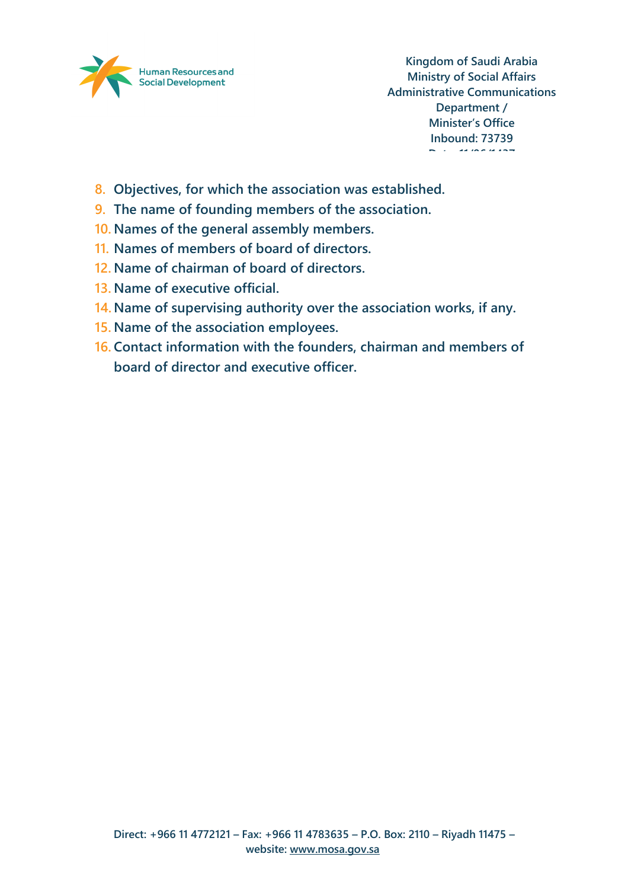8. Objectives, for which the association was established.
9. The name of founding members of the association.
10. Names of the general assembly members.
11. Names of members of board of directors.
12. Name of chairman of board of directors.
13. Name of executive official.
14. Name of supervising authority over the association works, if any.
15. Name of the association employees.
16. Contact information with the founders, chairman and members of board of director and executive officer.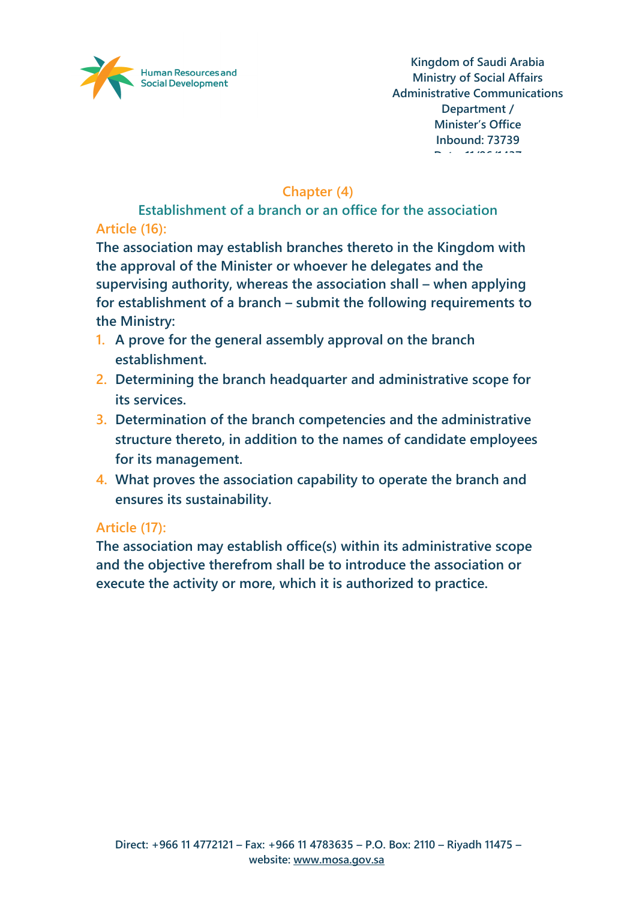## Chapter (4)

### Establishment of a branch or an office for the association

**Article (16):**

The association may establish branches thereto in the Kingdom with the approval of the Minister or whoever he delegates and the supervising authority, whereas the association shall – when applying for establishment of a branch – submit the following requirements to the Ministry:

1. A prove for the general assembly approval on the branch establishment.
2. Determining the branch headquarter and administrative scope for its services.
3. Determination of the branch competencies and the administrative structure thereto, in addition to the names of candidate employees for its management.
4. What proves the association capability to operate the branch and ensures its sustainability.

**Article (17):**

The association may establish office(s) within its administrative scope and the objective therefrom shall be to introduce the association or execute the activity or more, which it is authorized to practice.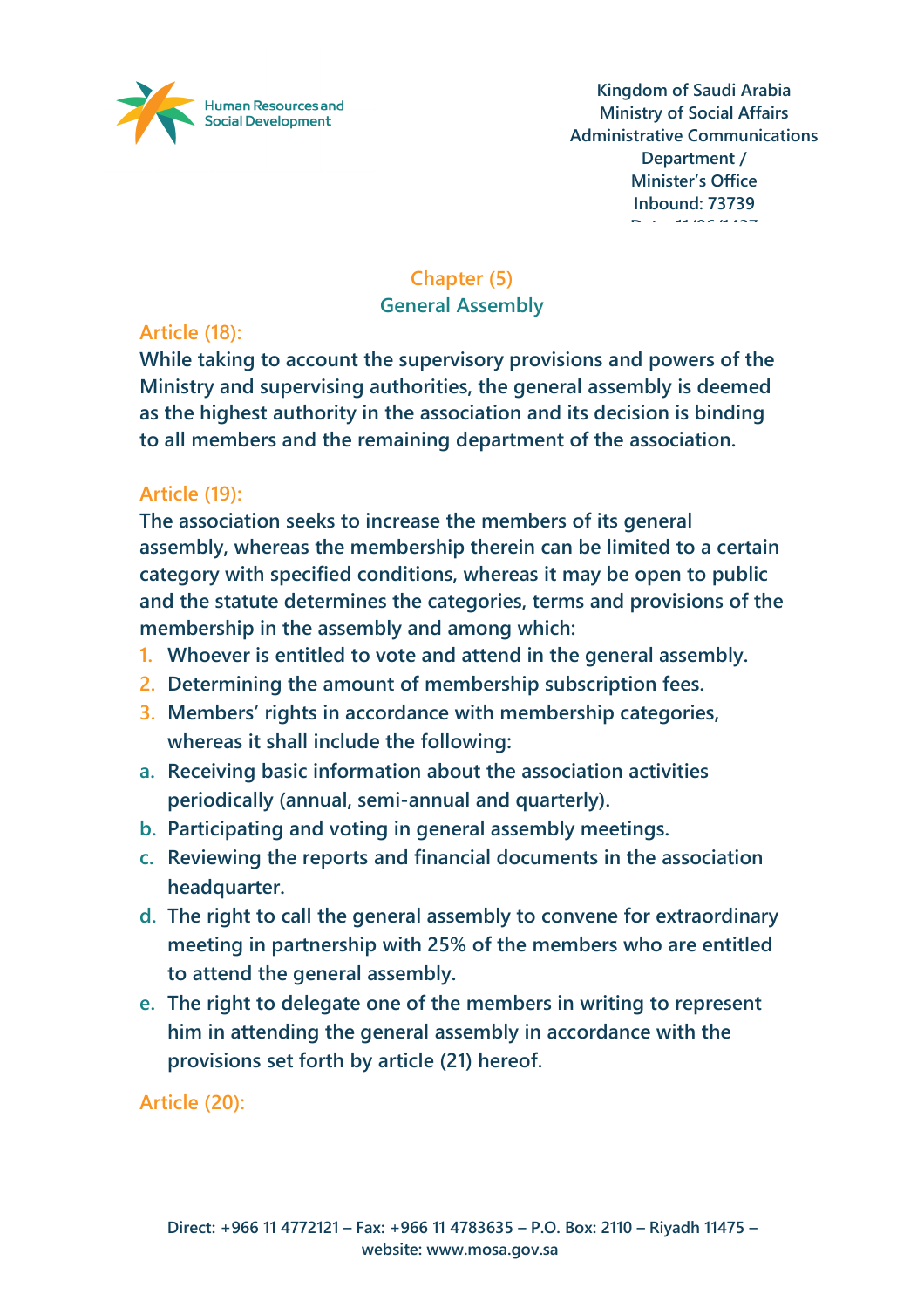## Chapter (5)
## General Assembly

### Article (18):

While taking to account the supervisory provisions and powers of the Ministry and supervising authorities, the general assembly is deemed as the highest authority in the association and its decision is binding to all members and the remaining department of the association.

### Article (19):

The association seeks to increase the members of its general assembly, whereas the membership therein can be limited to a certain category with specified conditions, whereas it may be open to public and the statute determines the categories, terms and provisions of the membership in the assembly and among which:

1. Whoever is entitled to vote and attend in the general assembly.
2. Determining the amount of membership subscription fees.
3. Members' rights in accordance with membership categories, whereas it shall include the following:

a. Receiving basic information about the association activities periodically (annual, semi-annual and quarterly).
b. Participating and voting in general assembly meetings.
c. Reviewing the reports and financial documents in the association headquarter.
d. The right to call the general assembly to convene for extraordinary meeting in partnership with 25% of the members who are entitled to attend the general assembly.
e. The right to delegate one of the members in writing to represent him in attending the general assembly in accordance with the provisions set forth by article (21) hereof.

### Article (20):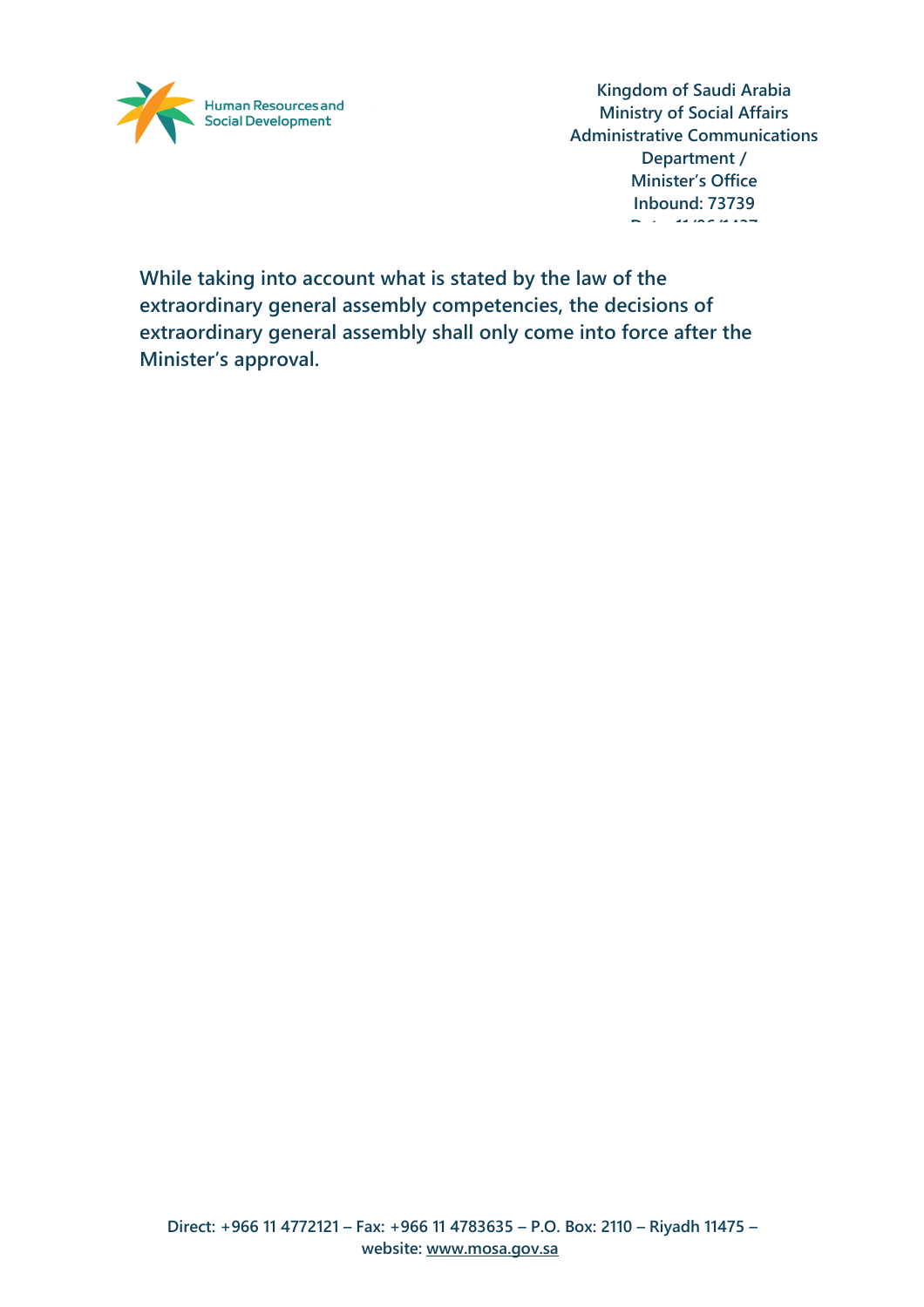While taking into account what is stated by the law of the extraordinary general assembly competencies, the decisions of extraordinary general assembly shall only come into force after the Minister's approval.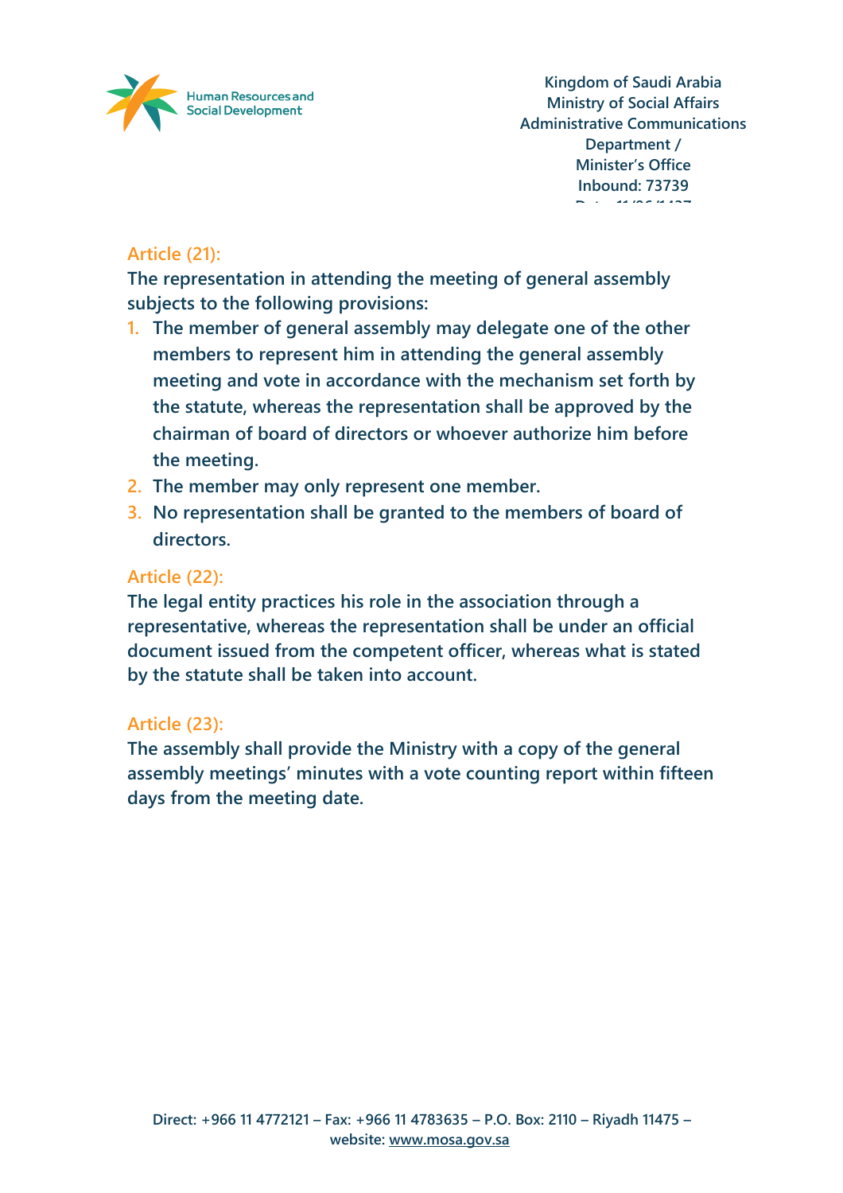### Article (21):

The representation in attending the meeting of general assembly subjects to the following provisions:

1. The member of general assembly may delegate one of the other members to represent him in attending the general assembly meeting and vote in accordance with the mechanism set forth by the statute, whereas the representation shall be approved by the chairman of board of directors or whoever authorize him before the meeting.
2. The member may only represent one member.
3. No representation shall be granted to the members of board of directors.

### Article (22):

The legal entity practices his role in the association through a representative, whereas the representation shall be under an official document issued from the competent officer, whereas what is stated by the statute shall be taken into account.

### Article (23):

The assembly shall provide the Ministry with a copy of the general assembly meetings' minutes with a vote counting report within fifteen days from the meeting date.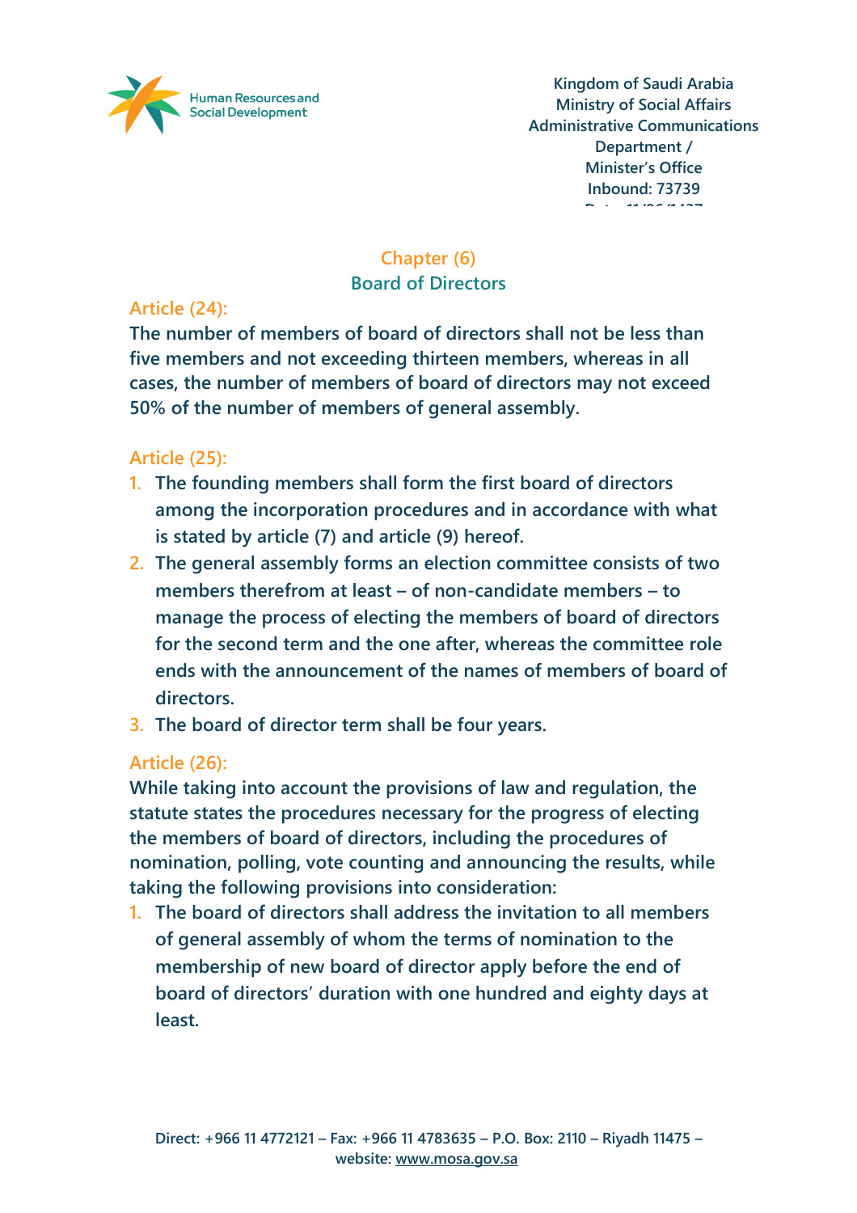## Chapter (6)
## Board of Directors

### Article (24):

The number of members of board of directors shall not be less than five members and not exceeding thirteen members, whereas in all cases, the number of members of board of directors may not exceed 50% of the number of members of general assembly.

### Article (25):

1. The founding members shall form the first board of directors among the incorporation procedures and in accordance with what is stated by article (7) and article (9) hereof.
2. The general assembly forms an election committee consists of two members therefrom at least – of non-candidate members – to manage the process of electing the members of board of directors for the second term and the one after, whereas the committee role ends with the announcement of the names of members of board of directors.
3. The board of director term shall be four years.

### Article (26):

While taking into account the provisions of law and regulation, the statute states the procedures necessary for the progress of electing the members of board of directors, including the procedures of nomination, polling, vote counting and announcing the results, while taking the following provisions into consideration:

1. The board of directors shall address the invitation to all members of general assembly of whom the terms of nomination to the membership of new board of director apply before the end of board of directors' duration with one hundred and eighty days at least.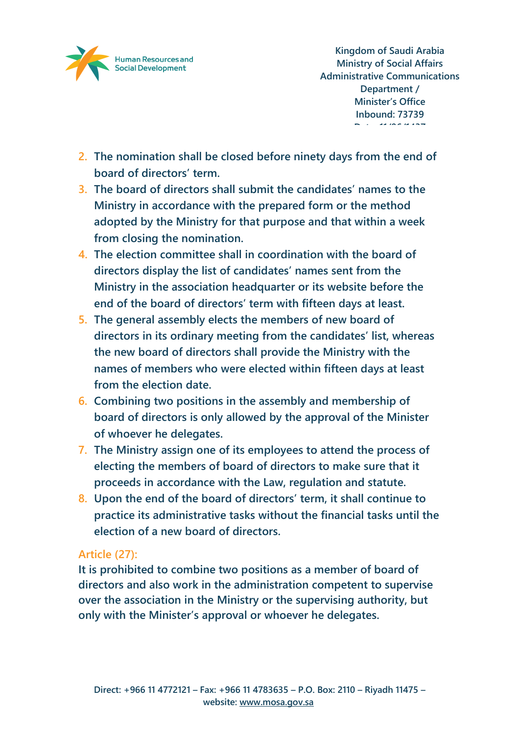2. The nomination shall be closed before ninety days from the end of board of directors' term.
3. The board of directors shall submit the candidates' names to the Ministry in accordance with the prepared form or the method adopted by the Ministry for that purpose and that within a week from closing the nomination.
4. The election committee shall in coordination with the board of directors display the list of candidates' names sent from the Ministry in the association headquarter or its website before the end of the board of directors' term with fifteen days at least.
5. The general assembly elects the members of new board of directors in its ordinary meeting from the candidates' list, whereas the new board of directors shall provide the Ministry with the names of members who were elected within fifteen days at least from the election date.
6. Combining two positions in the assembly and membership of board of directors is only allowed by the approval of the Minister of whoever he delegates.
7. The Ministry assign one of its employees to attend the process of electing the members of board of directors to make sure that it proceeds in accordance with the Law, regulation and statute.
8. Upon the end of the board of directors' term, it shall continue to practice its administrative tasks without the financial tasks until the election of a new board of directors.

## Article (27):

It is prohibited to combine two positions as a member of board of directors and also work in the administration competent to supervise over the association in the Ministry or the supervising authority, but only with the Minister's approval or whoever he delegates.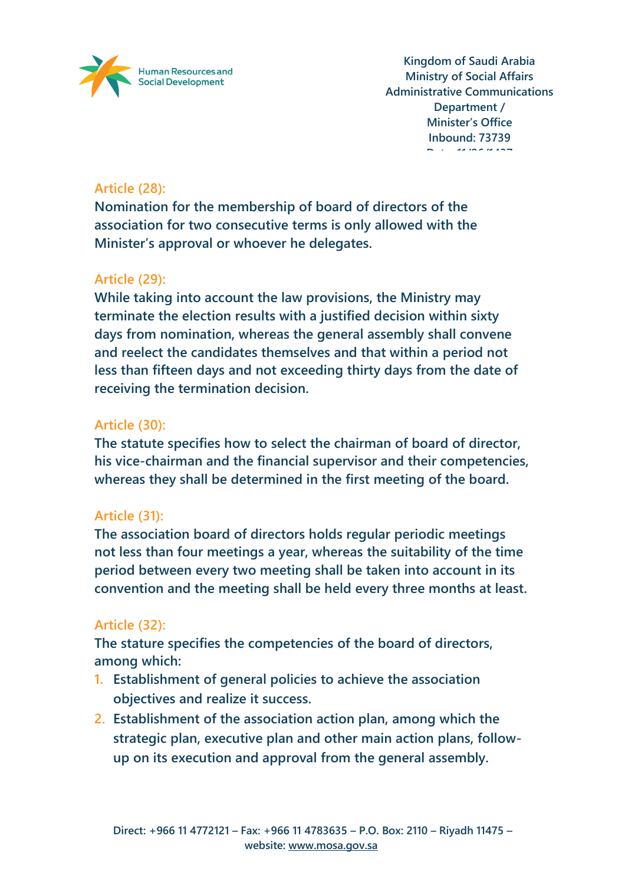### Article (28):

Nomination for the membership of board of directors of the association for two consecutive terms is only allowed with the Minister's approval or whoever he delegates.

### Article (29):

While taking into account the law provisions, the Ministry may terminate the election results with a justified decision within sixty days from nomination, whereas the general assembly shall convene and reelect the candidates themselves and that within a period not less than fifteen days and not exceeding thirty days from the date of receiving the termination decision.

### Article (30):

The statute specifies how to select the chairman of board of director, his vice-chairman and the financial supervisor and their competencies, whereas they shall be determined in the first meeting of the board.

### Article (31):

The association board of directors holds regular periodic meetings not less than four meetings a year, whereas the suitability of the time period between every two meeting shall be taken into account in its convention and the meeting shall be held every three months at least.

### Article (32):

The stature specifies the competencies of the board of directors, among which:

1. Establishment of general policies to achieve the association objectives and realize it success.
2. Establishment of the association action plan, among which the strategic plan, executive plan and other main action plans, follow-up on its execution and approval from the general assembly.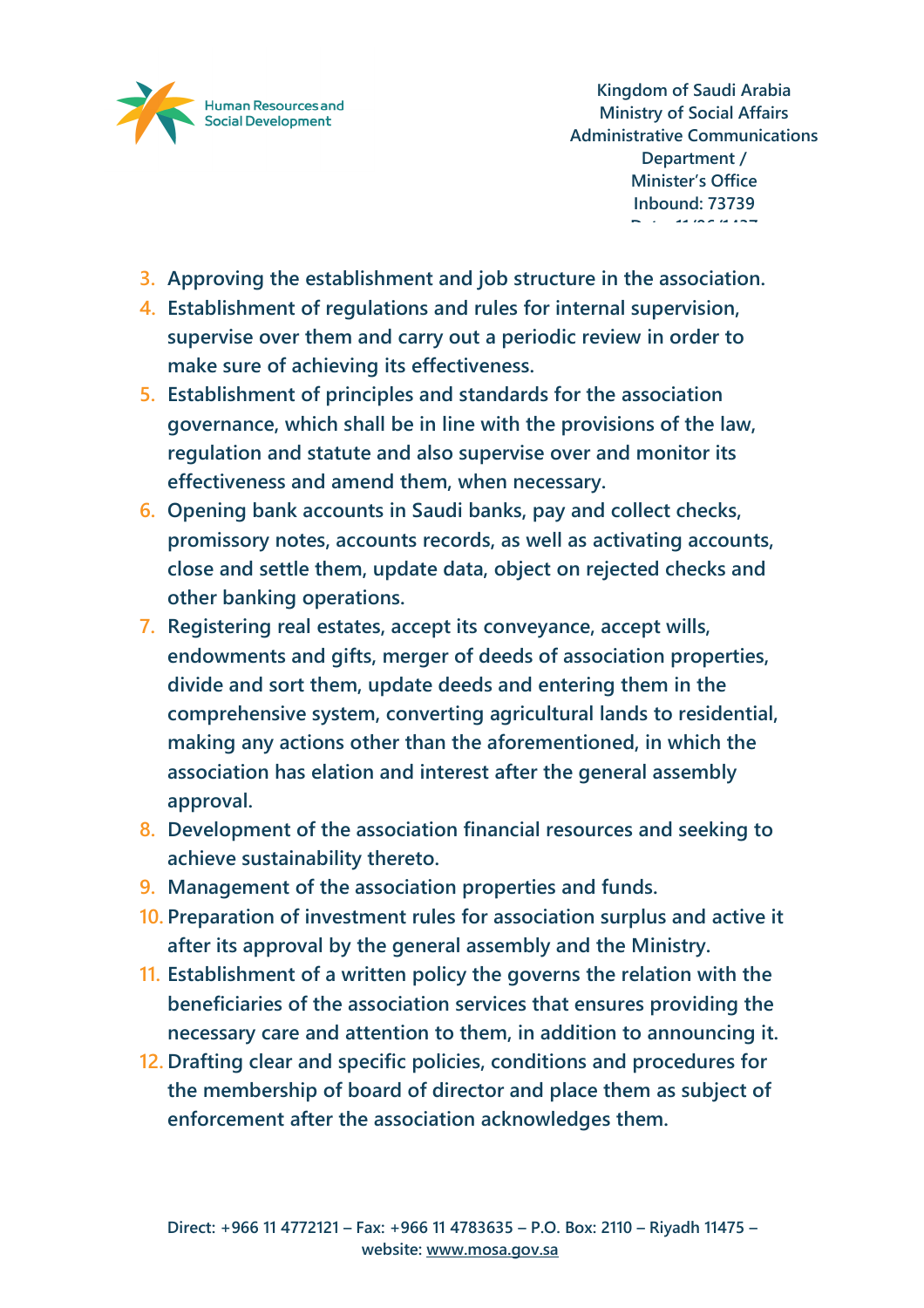3. Approving the establishment and job structure in the association.
4. Establishment of regulations and rules for internal supervision, supervise over them and carry out a periodic review in order to make sure of achieving its effectiveness.
5. Establishment of principles and standards for the association governance, which shall be in line with the provisions of the law, regulation and statute and also supervise over and monitor its effectiveness and amend them, when necessary.
6. Opening bank accounts in Saudi banks, pay and collect checks, promissory notes, accounts records, as well as activating accounts, close and settle them, update data, object on rejected checks and other banking operations.
7. Registering real estates, accept its conveyance, accept wills, endowments and gifts, merger of deeds of association properties, divide and sort them, update deeds and entering them in the comprehensive system, converting agricultural lands to residential, making any actions other than the aforementioned, in which the association has elation and interest after the general assembly approval.
8. Development of the association financial resources and seeking to achieve sustainability thereto.
9. Management of the association properties and funds.
10. Preparation of investment rules for association surplus and active it after its approval by the general assembly and the Ministry.
11. Establishment of a written policy the governs the relation with the beneficiaries of the association services that ensures providing the necessary care and attention to them, in addition to announcing it.
12. Drafting clear and specific policies, conditions and procedures for the membership of board of director and place them as subject of enforcement after the association acknowledges them.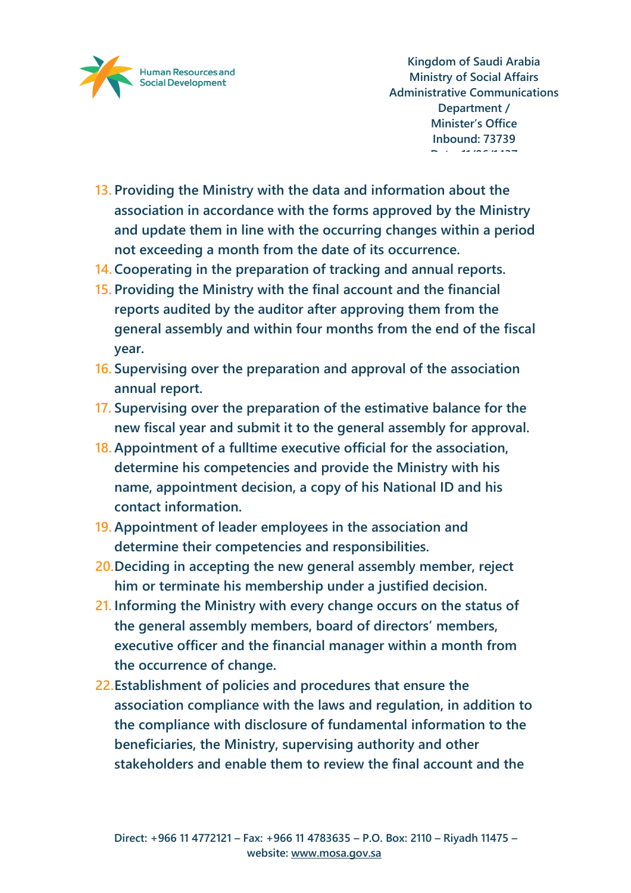13. Providing the Ministry with the data and information about the association in accordance with the forms approved by the Ministry and update them in line with the occurring changes within a period not exceeding a month from the date of its occurrence.
14. Cooperating in the preparation of tracking and annual reports.
15. Providing the Ministry with the final account and the financial reports audited by the auditor after approving them from the general assembly and within four months from the end of the fiscal year.
16. Supervising over the preparation and approval of the association annual report.
17. Supervising over the preparation of the estimative balance for the new fiscal year and submit it to the general assembly for approval.
18. Appointment of a fulltime executive official for the association, determine his competencies and provide the Ministry with his name, appointment decision, a copy of his National ID and his contact information.
19. Appointment of leader employees in the association and determine their competencies and responsibilities.
20. Deciding in accepting the new general assembly member, reject him or terminate his membership under a justified decision.
21. Informing the Ministry with every change occurs on the status of the general assembly members, board of directors' members, executive officer and the financial manager within a month from the occurrence of change.
22. Establishment of policies and procedures that ensure the association compliance with the laws and regulation, in addition to the compliance with disclosure of fundamental information to the beneficiaries, the Ministry, supervising authority and other stakeholders and enable them to review the final account and the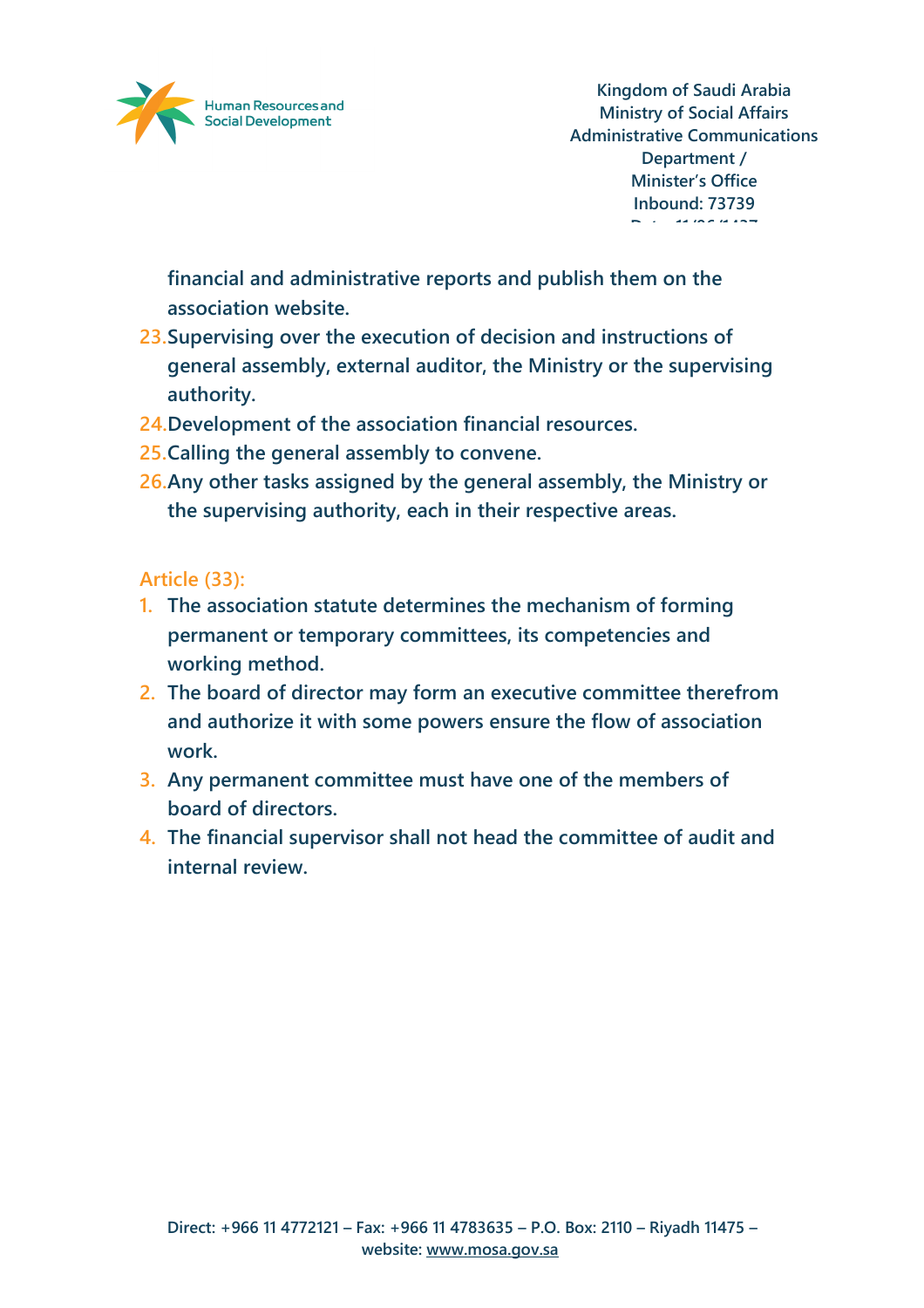financial and administrative reports and publish them on the association website.

23. Supervising over the execution of decision and instructions of general assembly, external auditor, the Ministry or the supervising authority.
24. Development of the association financial resources.
25. Calling the general assembly to convene.
26. Any other tasks assigned by the general assembly, the Ministry or the supervising authority, each in their respective areas.

## Article (33):

1. The association statute determines the mechanism of forming permanent or temporary committees, its competencies and working method.
2. The board of director may form an executive committee therefrom and authorize it with some powers ensure the flow of association work.
3. Any permanent committee must have one of the members of board of directors.
4. The financial supervisor shall not head the committee of audit and internal review.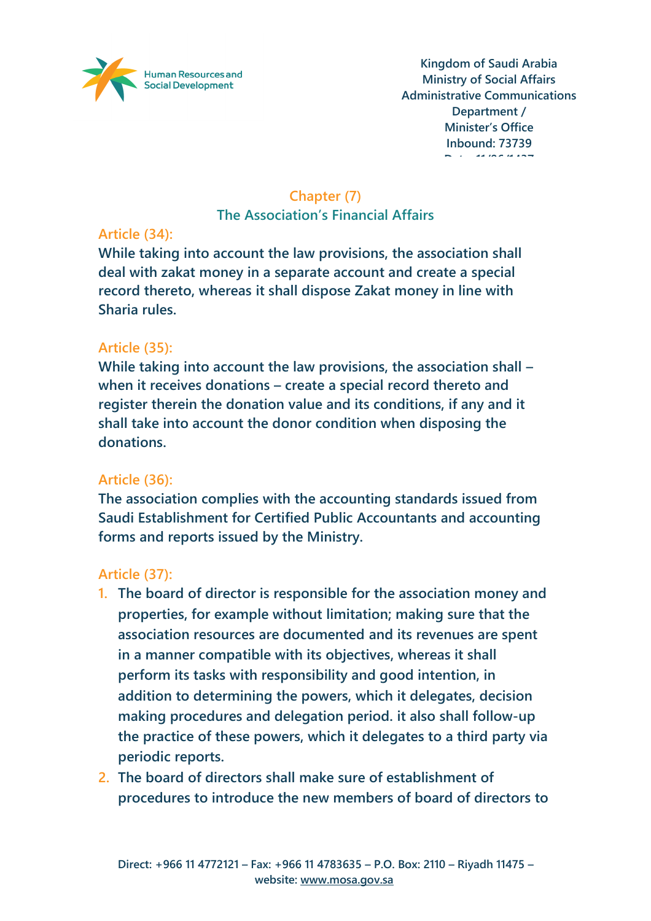## Chapter (7)

## The Association's Financial Affairs

### Article (34):

**While taking into account the law provisions, the association shall deal with zakat money in a separate account and create a special record thereto, whereas it shall dispose Zakat money in line with Sharia rules.**

### Article (35):

**While taking into account the law provisions, the association shall – when it receives donations – create a special record thereto and register therein the donation value and its conditions, if any and it shall take into account the donor condition when disposing the donations.**

### Article (36):

**The association complies with the accounting standards issued from Saudi Establishment for Certified Public Accountants and accounting forms and reports issued by the Ministry.**

### Article (37):

1. **The board of director is responsible for the association money and properties, for example without limitation; making sure that the association resources are documented and its revenues are spent in a manner compatible with its objectives, whereas it shall perform its tasks with responsibility and good intention, in addition to determining the powers, which it delegates, decision making procedures and delegation period. it also shall follow-up the practice of these powers, which it delegates to a third party via periodic reports.**
2. **The board of directors shall make sure of establishment of procedures to introduce the new members of board of directors to**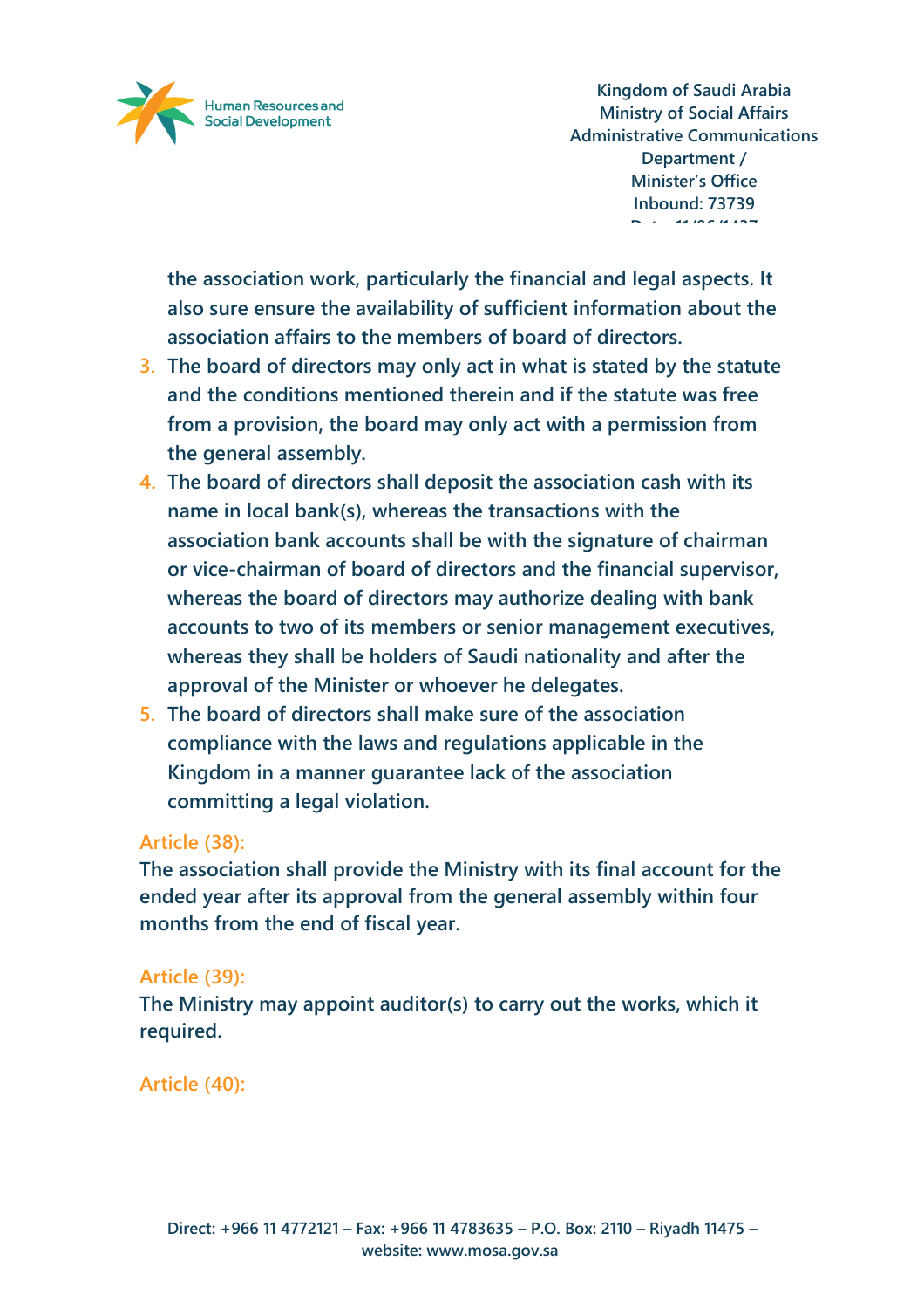the association work, particularly the financial and legal aspects. It also sure ensure the availability of sufficient information about the association affairs to the members of board of directors.

3. The board of directors may only act in what is stated by the statute and the conditions mentioned therein and if the statute was free from a provision, the board may only act with a permission from the general assembly.
4. The board of directors shall deposit the association cash with its name in local bank(s), whereas the transactions with the association bank accounts shall be with the signature of chairman or vice-chairman of board of directors and the financial supervisor, whereas the board of directors may authorize dealing with bank accounts to two of its members or senior management executives, whereas they shall be holders of Saudi nationality and after the approval of the Minister or whoever he delegates.
5. The board of directors shall make sure of the association compliance with the laws and regulations applicable in the Kingdom in a manner guarantee lack of the association committing a legal violation.

## Article (38):

The association shall provide the Ministry with its final account for the ended year after its approval from the general assembly within four months from the end of fiscal year.

## Article (39):

The Ministry may appoint auditor(s) to carry out the works, which it required.

## Article (40):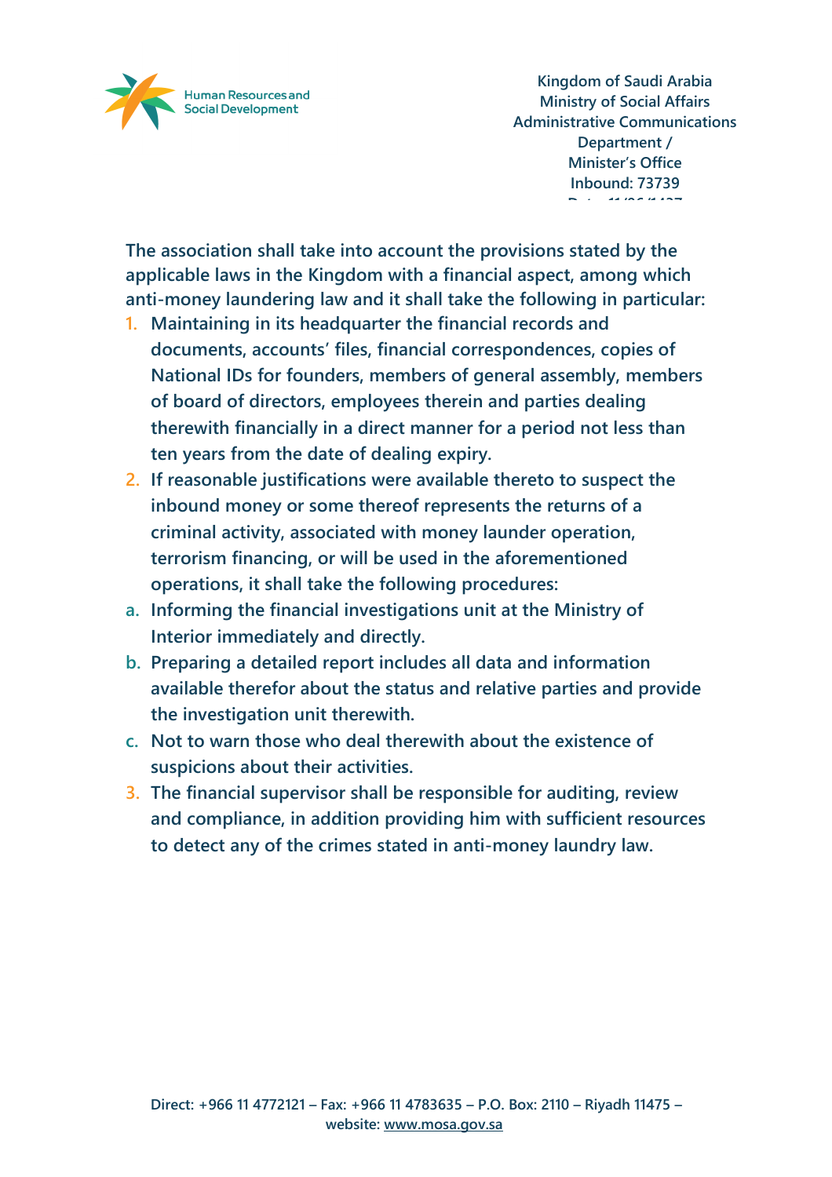The association shall take into account the provisions stated by the applicable laws in the Kingdom with a financial aspect, among which anti-money laundering law and it shall take the following in particular:

1. Maintaining in its headquarter the financial records and documents, accounts' files, financial correspondences, copies of National IDs for founders, members of general assembly, members of board of directors, employees therein and parties dealing therewith financially in a direct manner for a period not less than ten years from the date of dealing expiry.
2. If reasonable justifications were available thereto to suspect the inbound money or some thereof represents the returns of a criminal activity, associated with money launder operation, terrorism financing, or will be used in the aforementioned operations, it shall take the following procedures:
   a. Informing the financial investigations unit at the Ministry of Interior immediately and directly.
   b. Preparing a detailed report includes all data and information available therefor about the status and relative parties and provide the investigation unit therewith.
   c. Not to warn those who deal therewith about the existence of suspicions about their activities.
3. The financial supervisor shall be responsible for auditing, review and compliance, in addition providing him with sufficient resources to detect any of the crimes stated in anti-money laundry law.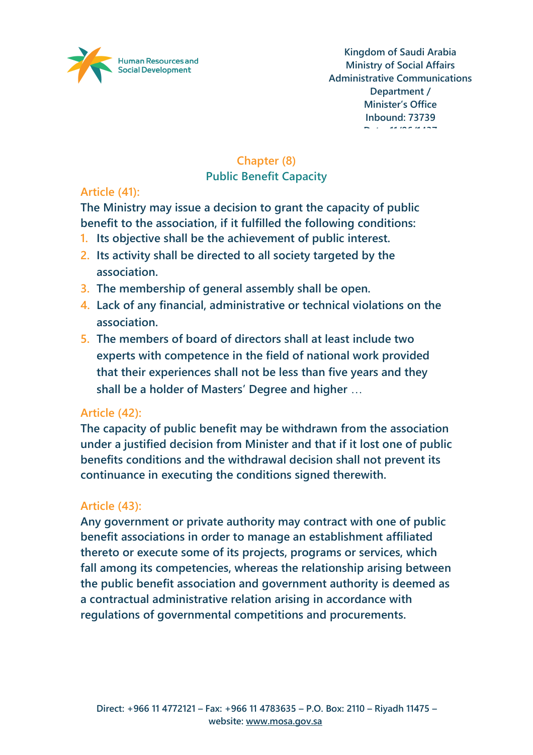## Chapter (8)
## Public Benefit Capacity

### Article (41):

The Ministry may issue a decision to grant the capacity of public benefit to the association, if it fulfilled the following conditions:

1. Its objective shall be the achievement of public interest.
2. Its activity shall be directed to all society targeted by the association.
3. The membership of general assembly shall be open.
4. Lack of any financial, administrative or technical violations on the association.
5. The members of board of directors shall at least include two experts with competence in the field of national work provided that their experiences shall not be less than five years and they shall be a holder of Masters' Degree and higher …

### Article (42):

The capacity of public benefit may be withdrawn from the association under a justified decision from Minister and that if it lost one of public benefits conditions and the withdrawal decision shall not prevent its continuance in executing the conditions signed therewith.

### Article (43):

Any government or private authority may contract with one of public benefit associations in order to manage an establishment affiliated thereto or execute some of its projects, programs or services, which fall among its competencies, whereas the relationship arising between the public benefit association and government authority is deemed as a contractual administrative relation arising in accordance with regulations of governmental competitions and procurements.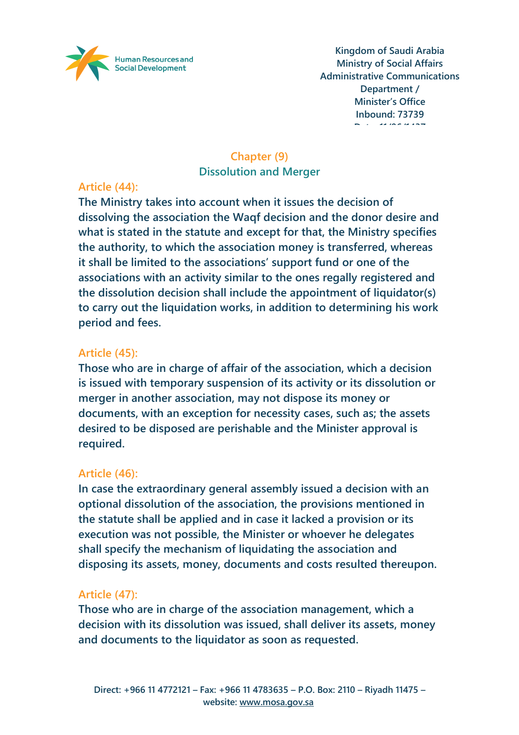## Chapter (9)
## Dissolution and Merger

### Article (44):

**The Ministry takes into account when it issues the decision of dissolving the association the Waqf decision and the donor desire and what is stated in the statute and except for that, the Ministry specifies the authority, to which the association money is transferred, whereas it shall be limited to the associations' support fund or one of the associations with an activity similar to the ones regally registered and the dissolution decision shall include the appointment of liquidator(s) to carry out the liquidation works, in addition to determining his work period and fees.**

### Article (45):

**Those who are in charge of affair of the association, which a decision is issued with temporary suspension of its activity or its dissolution or merger in another association, may not dispose its money or documents, with an exception for necessity cases, such as; the assets desired to be disposed are perishable and the Minister approval is required.**

### Article (46):

**In case the extraordinary general assembly issued a decision with an optional dissolution of the association, the provisions mentioned in the statute shall be applied and in case it lacked a provision or its execution was not possible, the Minister or whoever he delegates shall specify the mechanism of liquidating the association and disposing its assets, money, documents and costs resulted thereupon.**

### Article (47):

**Those who are in charge of the association management, which a decision with its dissolution was issued, shall deliver its assets, money and documents to the liquidator as soon as requested.**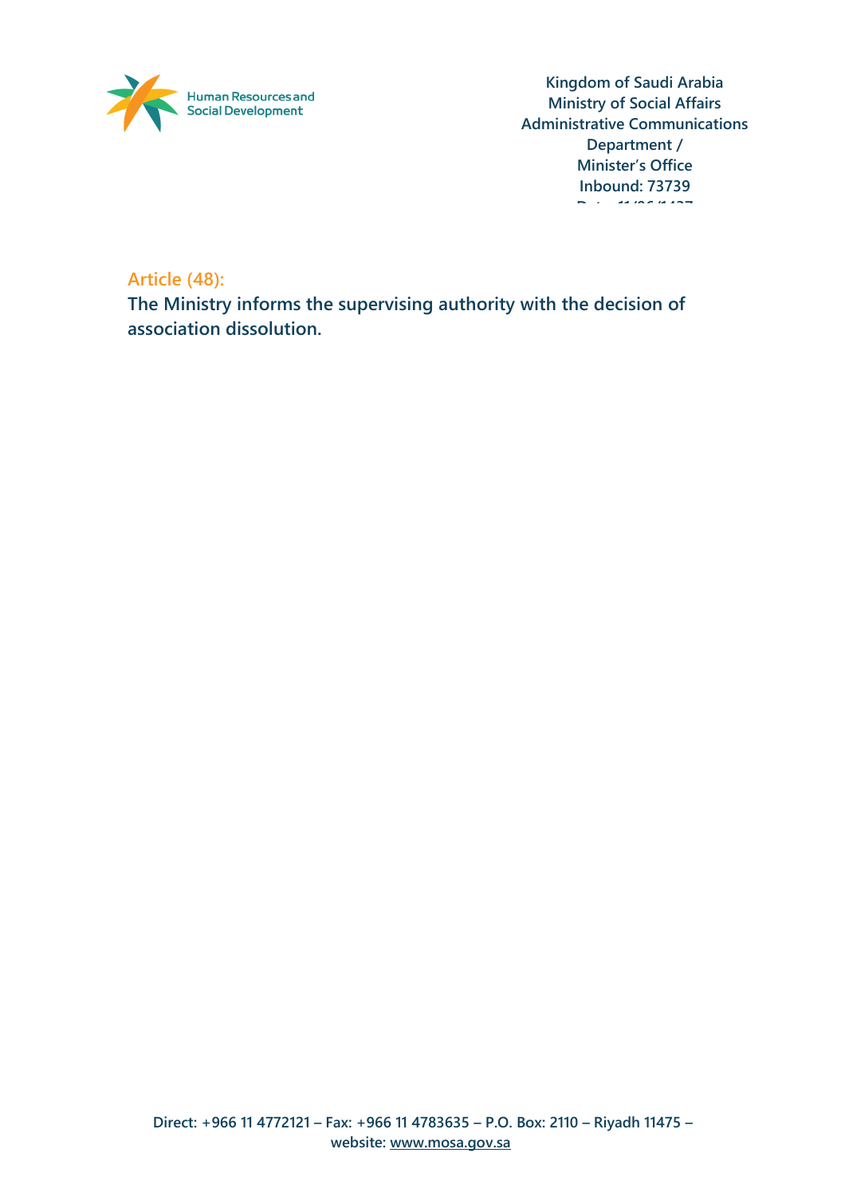**Article (48):**

**The Ministry informs the supervising authority with the decision of association dissolution.**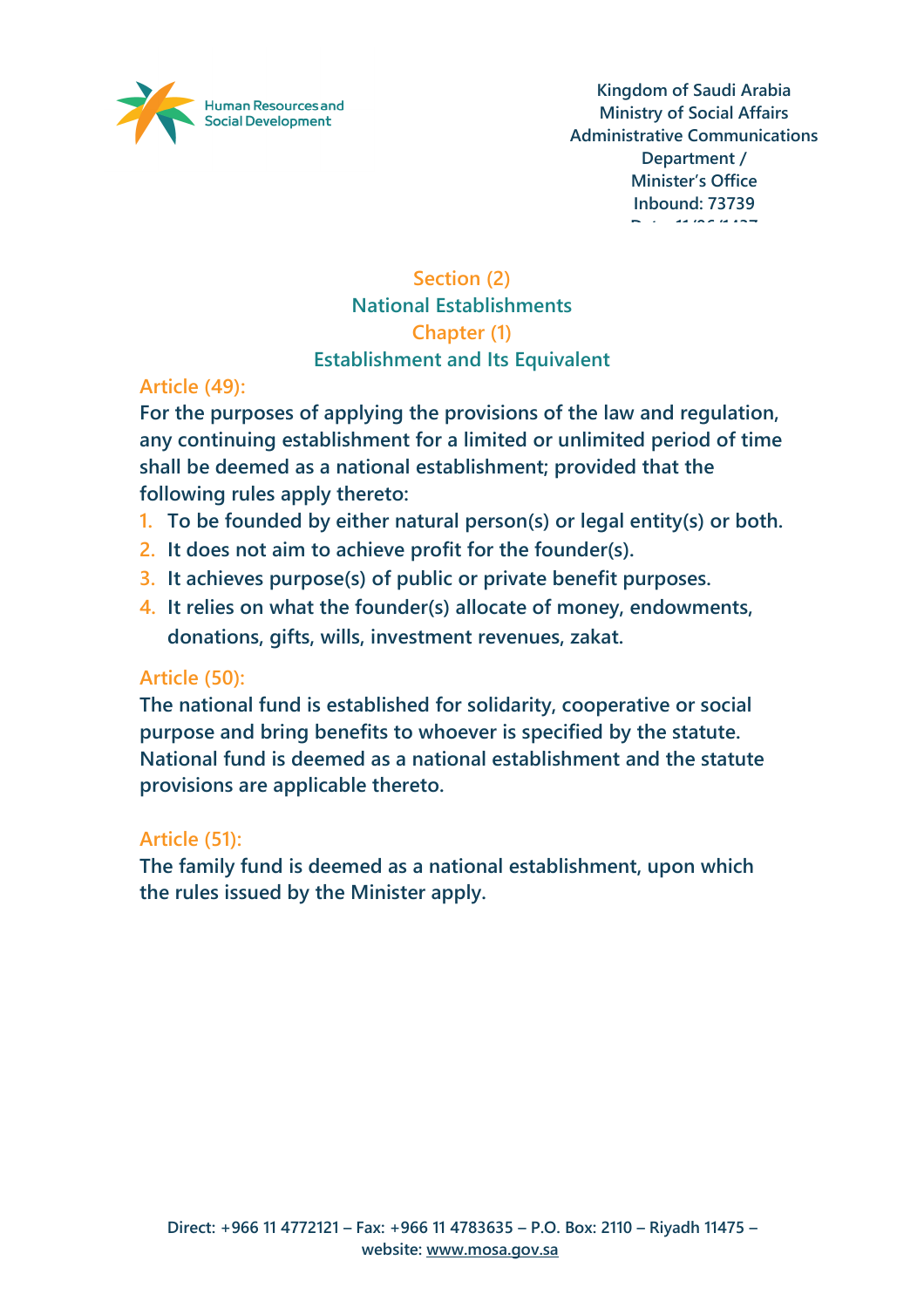## Section (2)

## National Establishments

### Chapter (1)

### Establishment and Its Equivalent

**Article (49):**

**For the purposes of applying the provisions of the law and regulation, any continuing establishment for a limited or unlimited period of time shall be deemed as a national establishment; provided that the following rules apply thereto:**

1. **To be founded by either natural person(s) or legal entity(s) or both.**
2. **It does not aim to achieve profit for the founder(s).**
3. **It achieves purpose(s) of public or private benefit purposes.**
4. **It relies on what the founder(s) allocate of money, endowments, donations, gifts, wills, investment revenues, zakat.**

**Article (50):**

**The national fund is established for solidarity, cooperative or social purpose and bring benefits to whoever is specified by the statute. National fund is deemed as a national establishment and the statute provisions are applicable thereto.**

**Article (51):**

**The family fund is deemed as a national establishment, upon which the rules issued by the Minister apply.**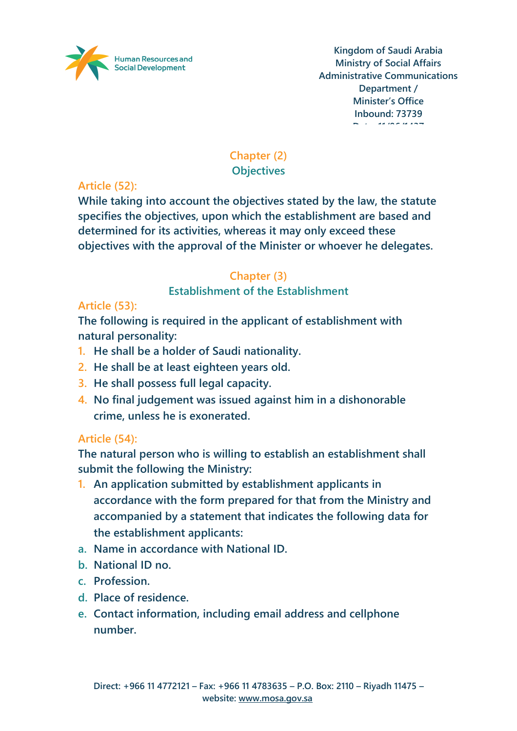## Chapter (2)
## Objectives

**Article (52):**

While taking into account the objectives stated by the law, the statute specifies the objectives, upon which the establishment are based and determined for its activities, whereas it may only exceed these objectives with the approval of the Minister or whoever he delegates.

## Chapter (3)
## Establishment of the Establishment

**Article (53):**

The following is required in the applicant of establishment with natural personality:

1. He shall be a holder of Saudi nationality.
2. He shall be at least eighteen years old.
3. He shall possess full legal capacity.
4. No final judgement was issued against him in a dishonorable crime, unless he is exonerated.

**Article (54):**

The natural person who is willing to establish an establishment shall submit the following the Ministry:

1. An application submitted by establishment applicants in accordance with the form prepared for that from the Ministry and accompanied by a statement that indicates the following data for the establishment applicants:

a. Name in accordance with National ID.
b. National ID no.
c. Profession.
d. Place of residence.
e. Contact information, including email address and cellphone number.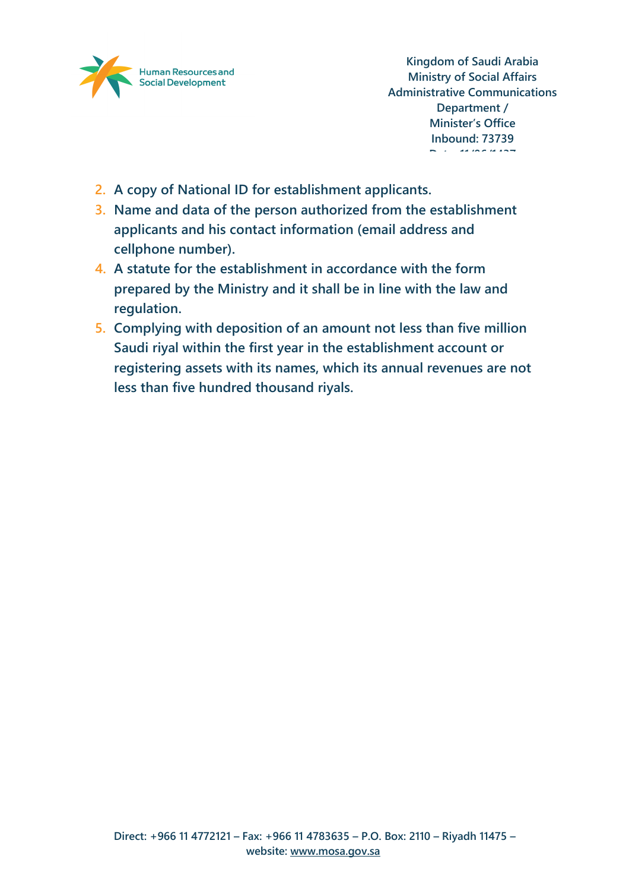2. A copy of National ID for establishment applicants.
3. Name and data of the person authorized from the establishment applicants and his contact information (email address and cellphone number).
4. A statute for the establishment in accordance with the form prepared by the Ministry and it shall be in line with the law and regulation.
5. Complying with deposition of an amount not less than five million Saudi riyal within the first year in the establishment account or registering assets with its names, which its annual revenues are not less than five hundred thousand riyals.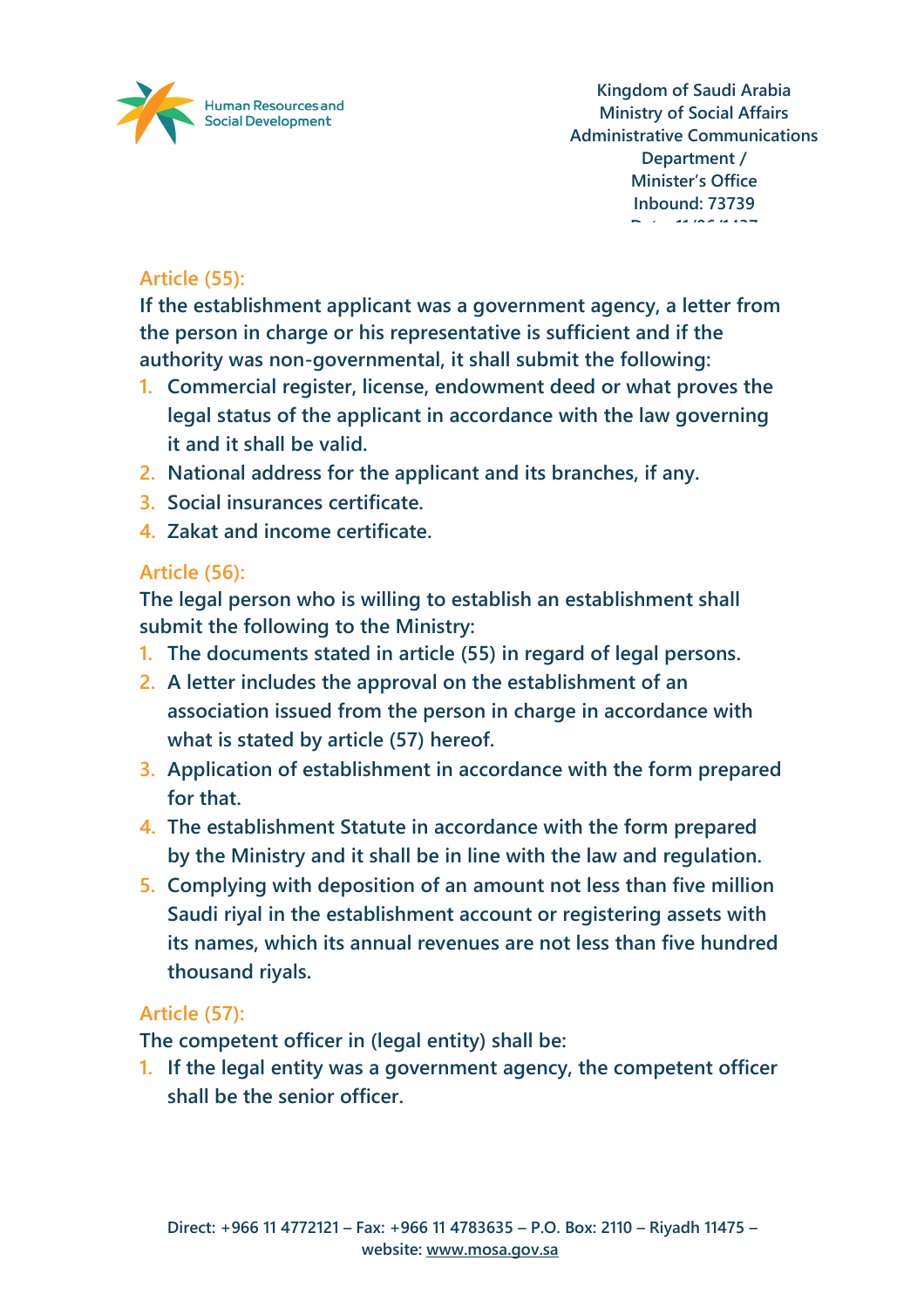### Article (55):

If the establishment applicant was a government agency, a letter from the person in charge or his representative is sufficient and if the authority was non-governmental, it shall submit the following:

1. Commercial register, license, endowment deed or what proves the legal status of the applicant in accordance with the law governing it and it shall be valid.
2. National address for the applicant and its branches, if any.
3. Social insurances certificate.
4. Zakat and income certificate.

### Article (56):

The legal person who is willing to establish an establishment shall submit the following to the Ministry:

1. The documents stated in article (55) in regard of legal persons.
2. A letter includes the approval on the establishment of an association issued from the person in charge in accordance with what is stated by article (57) hereof.
3. Application of establishment in accordance with the form prepared for that.
4. The establishment Statute in accordance with the form prepared by the Ministry and it shall be in line with the law and regulation.
5. Complying with deposition of an amount not less than five million Saudi riyal in the establishment account or registering assets with its names, which its annual revenues are not less than five hundred thousand riyals.

### Article (57):

The competent officer in (legal entity) shall be:

1. If the legal entity was a government agency, the competent officer shall be the senior officer.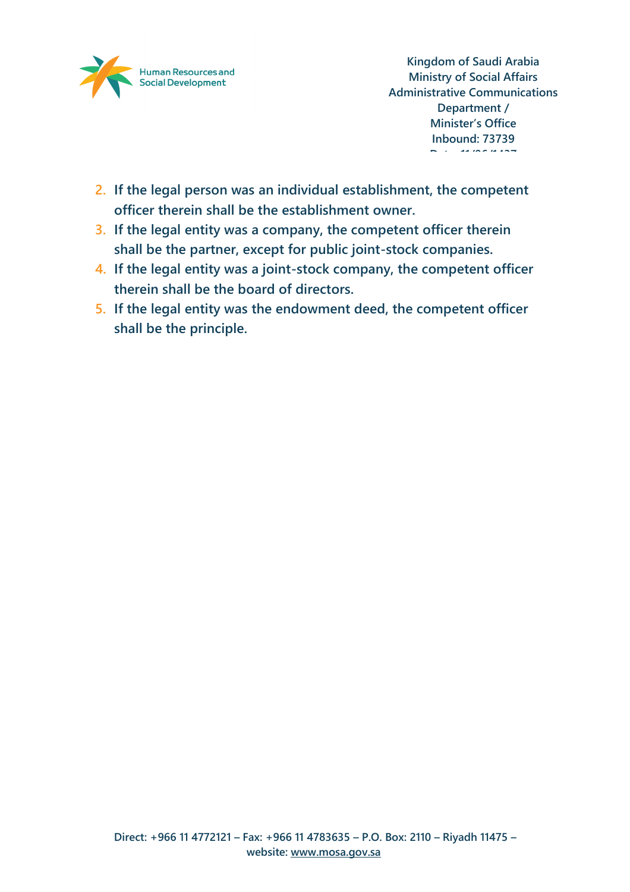2. If the legal person was an individual establishment, the competent officer therein shall be the establishment owner.
3. If the legal entity was a company, the competent officer therein shall be the partner, except for public joint-stock companies.
4. If the legal entity was a joint-stock company, the competent officer therein shall be the board of directors.
5. If the legal entity was the endowment deed, the competent officer shall be the principle.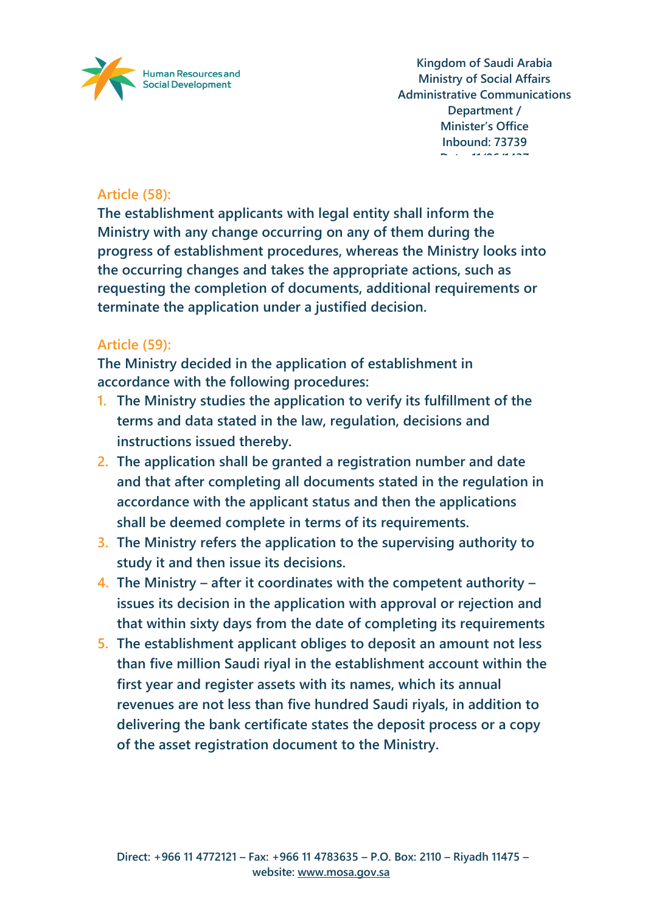## Article (58):

The establishment applicants with legal entity shall inform the Ministry with any change occurring on any of them during the progress of establishment procedures, whereas the Ministry looks into the occurring changes and takes the appropriate actions, such as requesting the completion of documents, additional requirements or terminate the application under a justified decision.

## Article (59):

The Ministry decided in the application of establishment in accordance with the following procedures:

1. The Ministry studies the application to verify its fulfillment of the terms and data stated in the law, regulation, decisions and instructions issued thereby.
2. The application shall be granted a registration number and date and that after completing all documents stated in the regulation in accordance with the applicant status and then the applications shall be deemed complete in terms of its requirements.
3. The Ministry refers the application to the supervising authority to study it and then issue its decisions.
4. The Ministry – after it coordinates with the competent authority – issues its decision in the application with approval or rejection and that within sixty days from the date of completing its requirements
5. The establishment applicant obliges to deposit an amount not less than five million Saudi riyal in the establishment account within the first year and register assets with its names, which its annual revenues are not less than five hundred Saudi riyals, in addition to delivering the bank certificate states the deposit process or a copy of the asset registration document to the Ministry.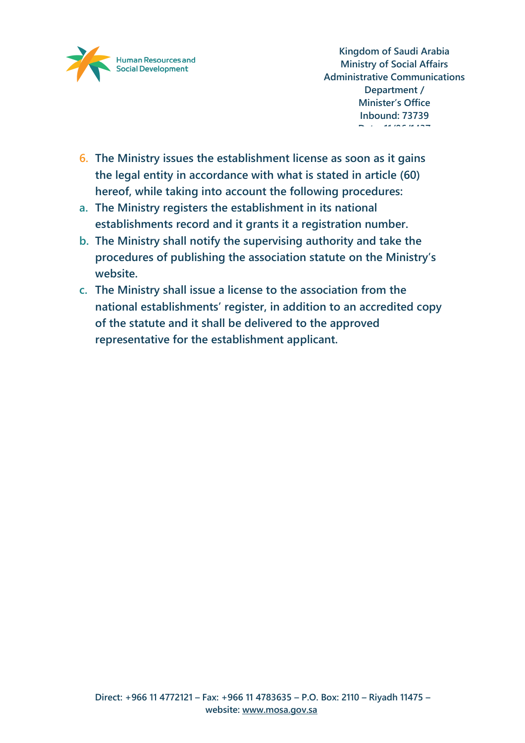6. The Ministry issues the establishment license as soon as it gains the legal entity in accordance with what is stated in article (60) hereof, while taking into account the following procedures:

   a. The Ministry registers the establishment in its national establishments record and it grants it a registration number.

   b. The Ministry shall notify the supervising authority and take the procedures of publishing the association statute on the Ministry's website.

   c. The Ministry shall issue a license to the association from the national establishments' register, in addition to an accredited copy of the statute and it shall be delivered to the approved representative for the establishment applicant.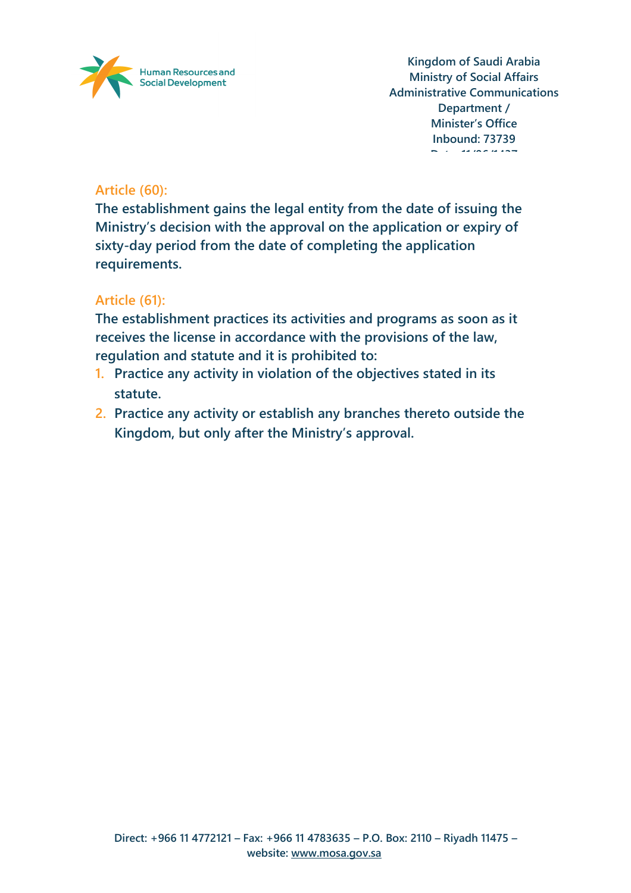### Article (60):

The establishment gains the legal entity from the date of issuing the Ministry's decision with the approval on the application or expiry of sixty-day period from the date of completing the application requirements.

### Article (61):

The establishment practices its activities and programs as soon as it receives the license in accordance with the provisions of the law, regulation and statute and it is prohibited to:

1. Practice any activity in violation of the objectives stated in its statute.
2. Practice any activity or establish any branches thereto outside the Kingdom, but only after the Ministry's approval.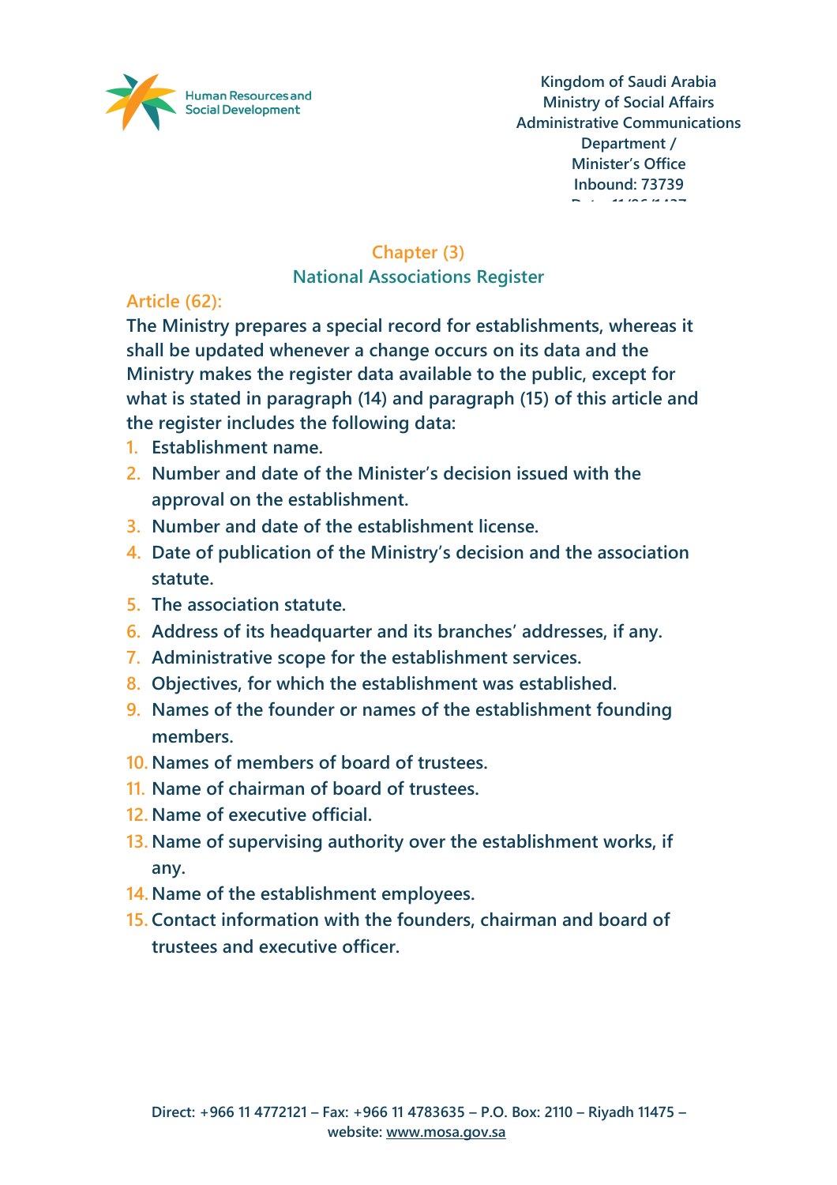## Chapter (3)
## National Associations Register

### Article (62):

**The Ministry prepares a special record for establishments, whereas it shall be updated whenever a change occurs on its data and the Ministry makes the register data available to the public, except for what is stated in paragraph (14) and paragraph (15) of this article and the register includes the following data:**

1. Establishment name.
2. Number and date of the Minister's decision issued with the approval on the establishment.
3. Number and date of the establishment license.
4. Date of publication of the Ministry's decision and the association statute.
5. The association statute.
6. Address of its headquarter and its branches' addresses, if any.
7. Administrative scope for the establishment services.
8. Objectives, for which the establishment was established.
9. Names of the founder or names of the establishment founding members.
10. Names of members of board of trustees.
11. Name of chairman of board of trustees.
12. Name of executive official.
13. Name of supervising authority over the establishment works, if any.
14. Name of the establishment employees.
15. Contact information with the founders, chairman and board of trustees and executive officer.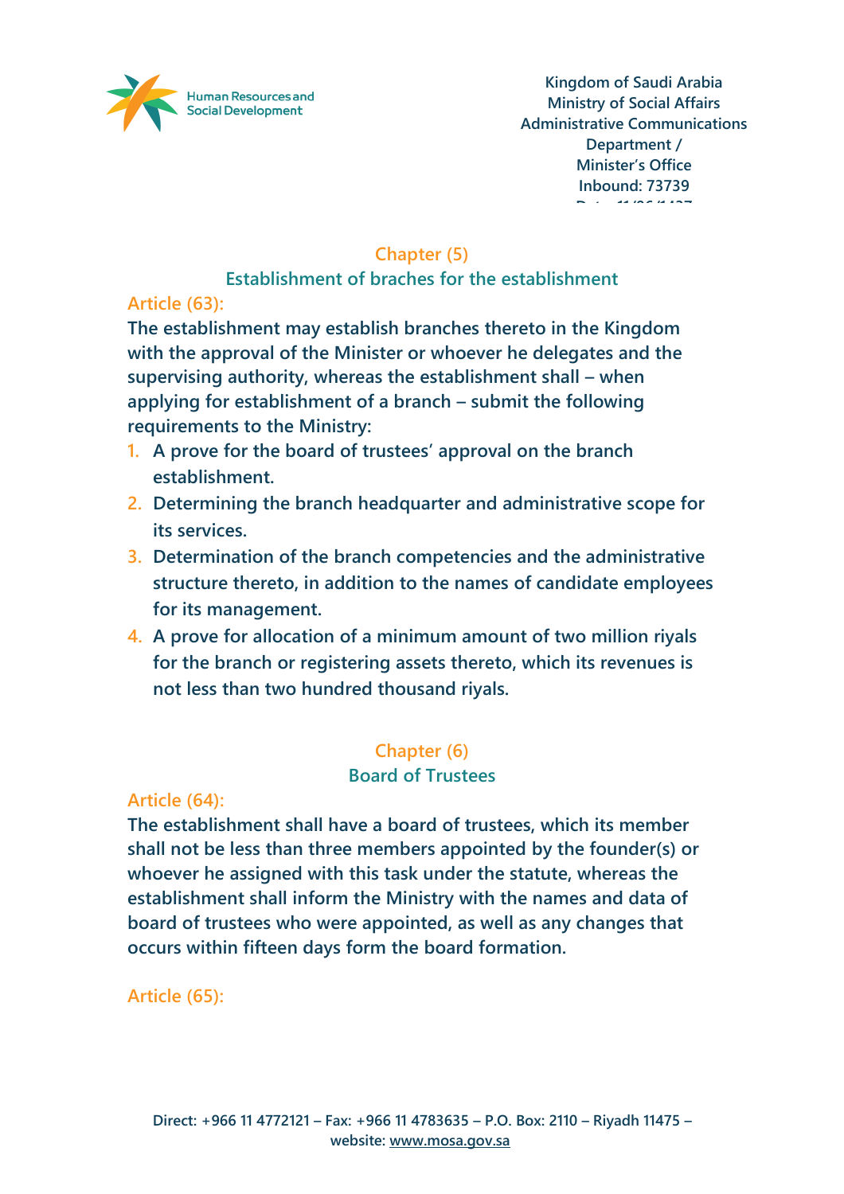## Chapter (5)

### Establishment of braches for the establishment

**Article (63):**

**The establishment may establish branches thereto in the Kingdom with the approval of the Minister or whoever he delegates and the supervising authority, whereas the establishment shall – when applying for establishment of a branch – submit the following requirements to the Ministry:**

1. **A prove for the board of trustees' approval on the branch establishment.**
2. **Determining the branch headquarter and administrative scope for its services.**
3. **Determination of the branch competencies and the administrative structure thereto, in addition to the names of candidate employees for its management.**
4. **A prove for allocation of a minimum amount of two million riyals for the branch or registering assets thereto, which its revenues is not less than two hundred thousand riyals.**

## Chapter (6)

### Board of Trustees

**Article (64):**

**The establishment shall have a board of trustees, which its member shall not be less than three members appointed by the founder(s) or whoever he assigned with this task under the statute, whereas the establishment shall inform the Ministry with the names and data of board of trustees who were appointed, as well as any changes that occurs within fifteen days form the board formation.**

**Article (65):**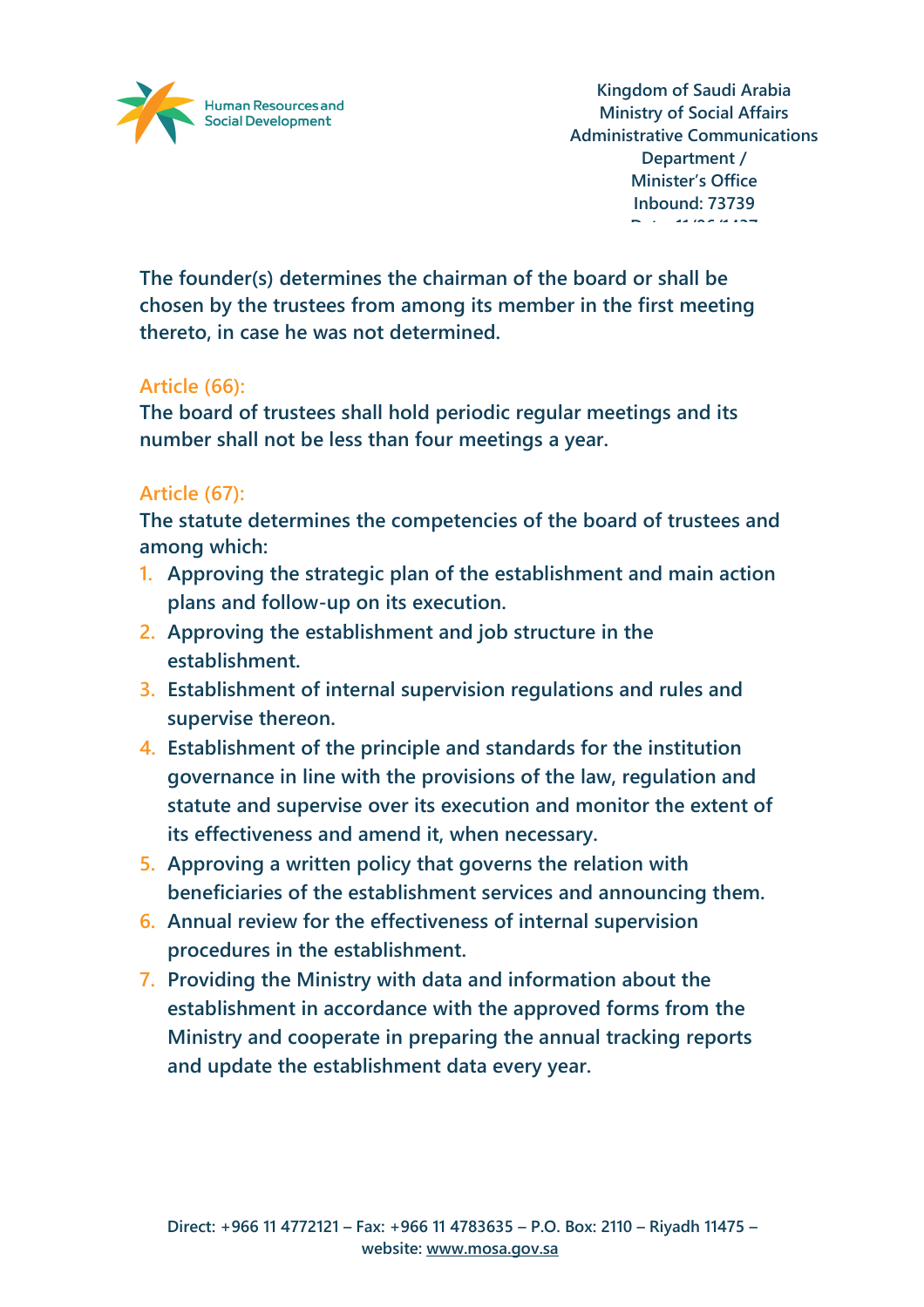The founder(s) determines the chairman of the board or shall be chosen by the trustees from among its member in the first meeting thereto, in case he was not determined.

### Article (66):

The board of trustees shall hold periodic regular meetings and its number shall not be less than four meetings a year.

### Article (67):

The statute determines the competencies of the board of trustees and among which:

1. Approving the strategic plan of the establishment and main action plans and follow-up on its execution.
2. Approving the establishment and job structure in the establishment.
3. Establishment of internal supervision regulations and rules and supervise thereon.
4. Establishment of the principle and standards for the institution governance in line with the provisions of the law, regulation and statute and supervise over its execution and monitor the extent of its effectiveness and amend it, when necessary.
5. Approving a written policy that governs the relation with beneficiaries of the establishment services and announcing them.
6. Annual review for the effectiveness of internal supervision procedures in the establishment.
7. Providing the Ministry with data and information about the establishment in accordance with the approved forms from the Ministry and cooperate in preparing the annual tracking reports and update the establishment data every year.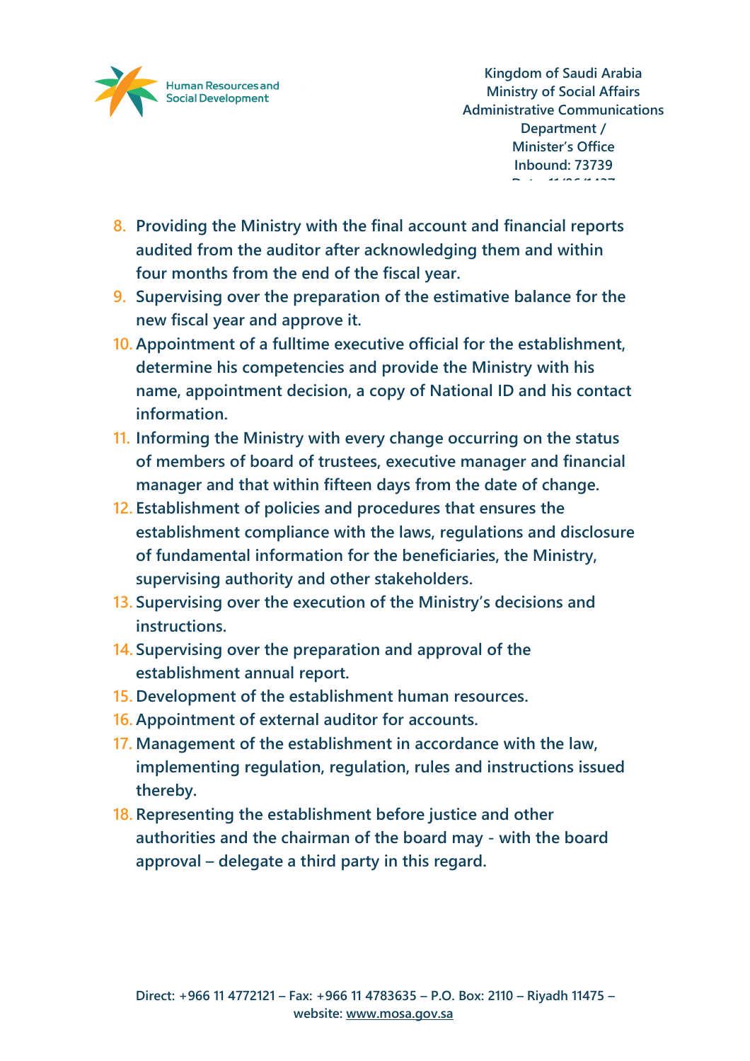8. Providing the Ministry with the final account and financial reports audited from the auditor after acknowledging them and within four months from the end of the fiscal year.
9. Supervising over the preparation of the estimative balance for the new fiscal year and approve it.
10. Appointment of a fulltime executive official for the establishment, determine his competencies and provide the Ministry with his name, appointment decision, a copy of National ID and his contact information.
11. Informing the Ministry with every change occurring on the status of members of board of trustees, executive manager and financial manager and that within fifteen days from the date of change.
12. Establishment of policies and procedures that ensures the establishment compliance with the laws, regulations and disclosure of fundamental information for the beneficiaries, the Ministry, supervising authority and other stakeholders.
13. Supervising over the execution of the Ministry's decisions and instructions.
14. Supervising over the preparation and approval of the establishment annual report.
15. Development of the establishment human resources.
16. Appointment of external auditor for accounts.
17. Management of the establishment in accordance with the law, implementing regulation, regulation, rules and instructions issued thereby.
18. Representing the establishment before justice and other authorities and the chairman of the board may - with the board approval – delegate a third party in this regard.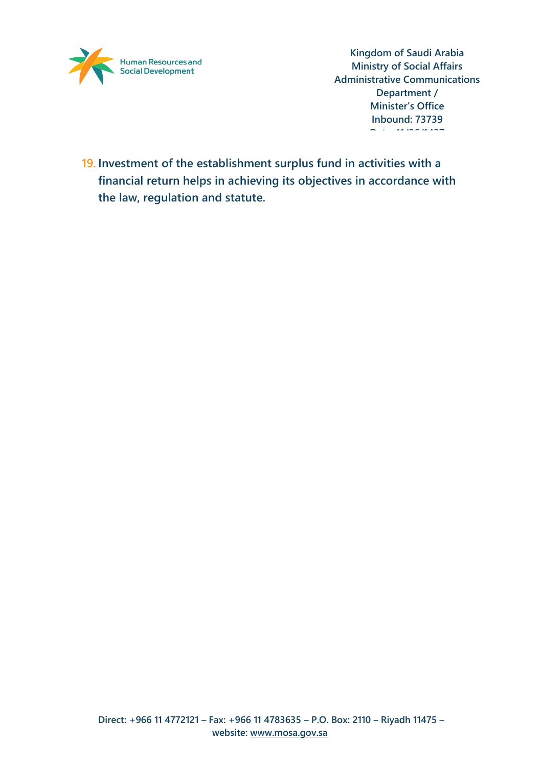19. **Investment of the establishment surplus fund in activities with a financial return helps in achieving its objectives in accordance with the law, regulation and statute.**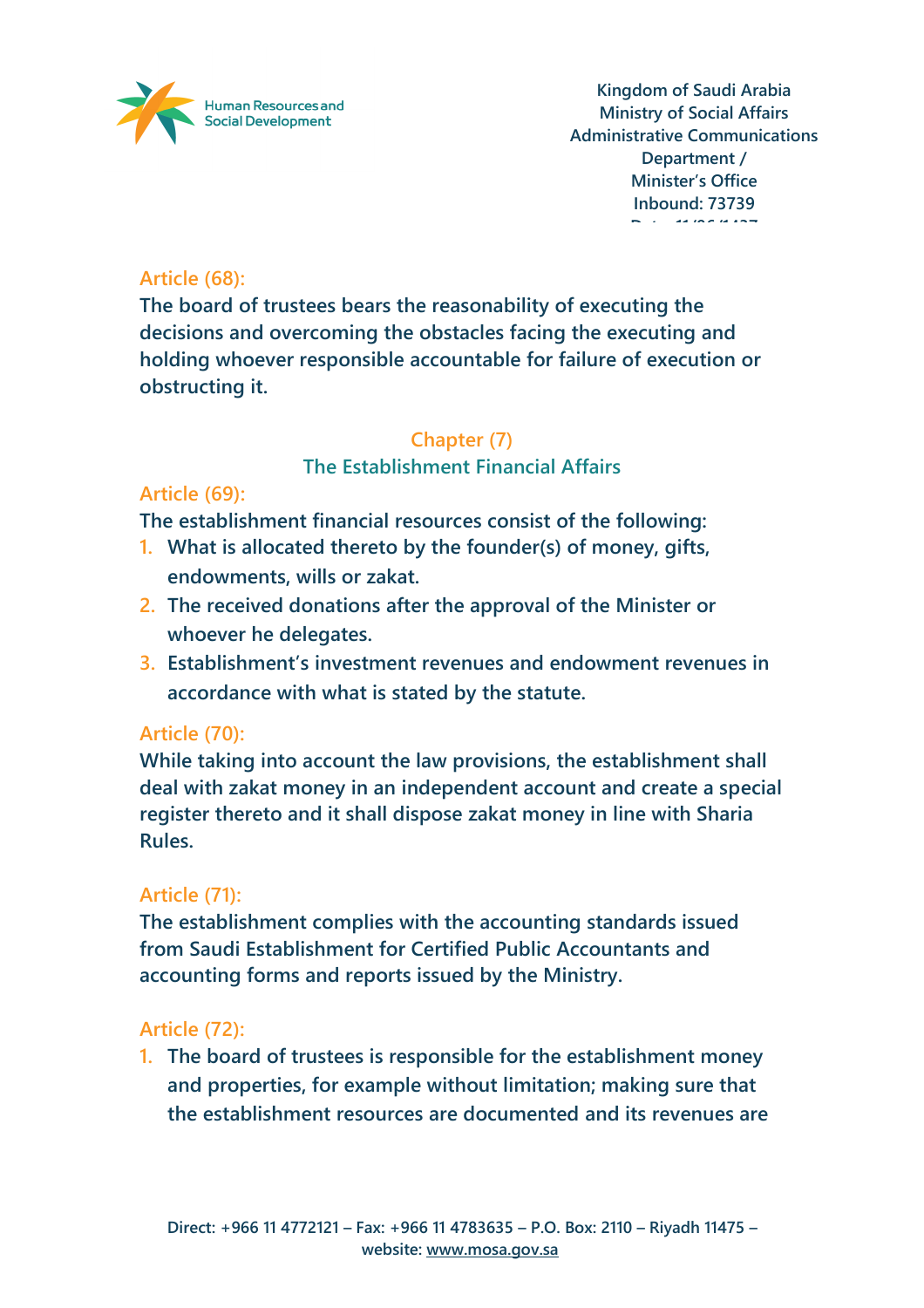### Article (68):

The board of trustees bears the reasonability of executing the decisions and overcoming the obstacles facing the executing and holding whoever responsible accountable for failure of execution or obstructing it.

## Chapter (7)
## The Establishment Financial Affairs

### Article (69):

The establishment financial resources consist of the following:

1. What is allocated thereto by the founder(s) of money, gifts, endowments, wills or zakat.
2. The received donations after the approval of the Minister or whoever he delegates.
3. Establishment's investment revenues and endowment revenues in accordance with what is stated by the statute.

### Article (70):

While taking into account the law provisions, the establishment shall deal with zakat money in an independent account and create a special register thereto and it shall dispose zakat money in line with Sharia Rules.

### Article (71):

The establishment complies with the accounting standards issued from Saudi Establishment for Certified Public Accountants and accounting forms and reports issued by the Ministry.

### Article (72):

1. The board of trustees is responsible for the establishment money and properties, for example without limitation; making sure that the establishment resources are documented and its revenues are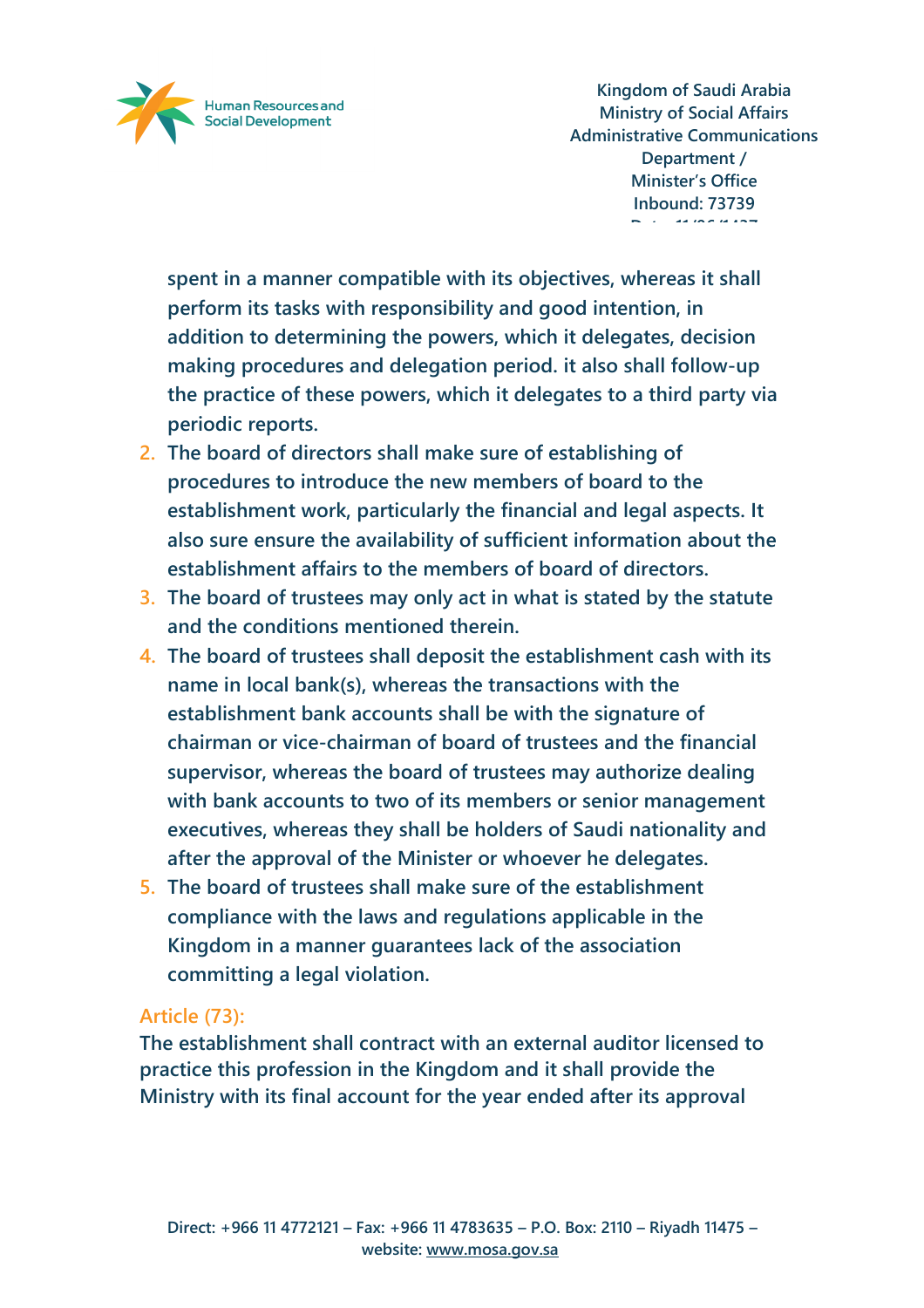spent in a manner compatible with its objectives, whereas it shall perform its tasks with responsibility and good intention, in addition to determining the powers, which it delegates, decision making procedures and delegation period. it also shall follow-up the practice of these powers, which it delegates to a third party via periodic reports.

2. The board of directors shall make sure of establishing of procedures to introduce the new members of board to the establishment work, particularly the financial and legal aspects. It also sure ensure the availability of sufficient information about the establishment affairs to the members of board of directors.
3. The board of trustees may only act in what is stated by the statute and the conditions mentioned therein.
4. The board of trustees shall deposit the establishment cash with its name in local bank(s), whereas the transactions with the establishment bank accounts shall be with the signature of chairman or vice-chairman of board of trustees and the financial supervisor, whereas the board of trustees may authorize dealing with bank accounts to two of its members or senior management executives, whereas they shall be holders of Saudi nationality and after the approval of the Minister or whoever he delegates.
5. The board of trustees shall make sure of the establishment compliance with the laws and regulations applicable in the Kingdom in a manner guarantees lack of the association committing a legal violation.

## Article (73):

The establishment shall contract with an external auditor licensed to practice this profession in the Kingdom and it shall provide the Ministry with its final account for the year ended after its approval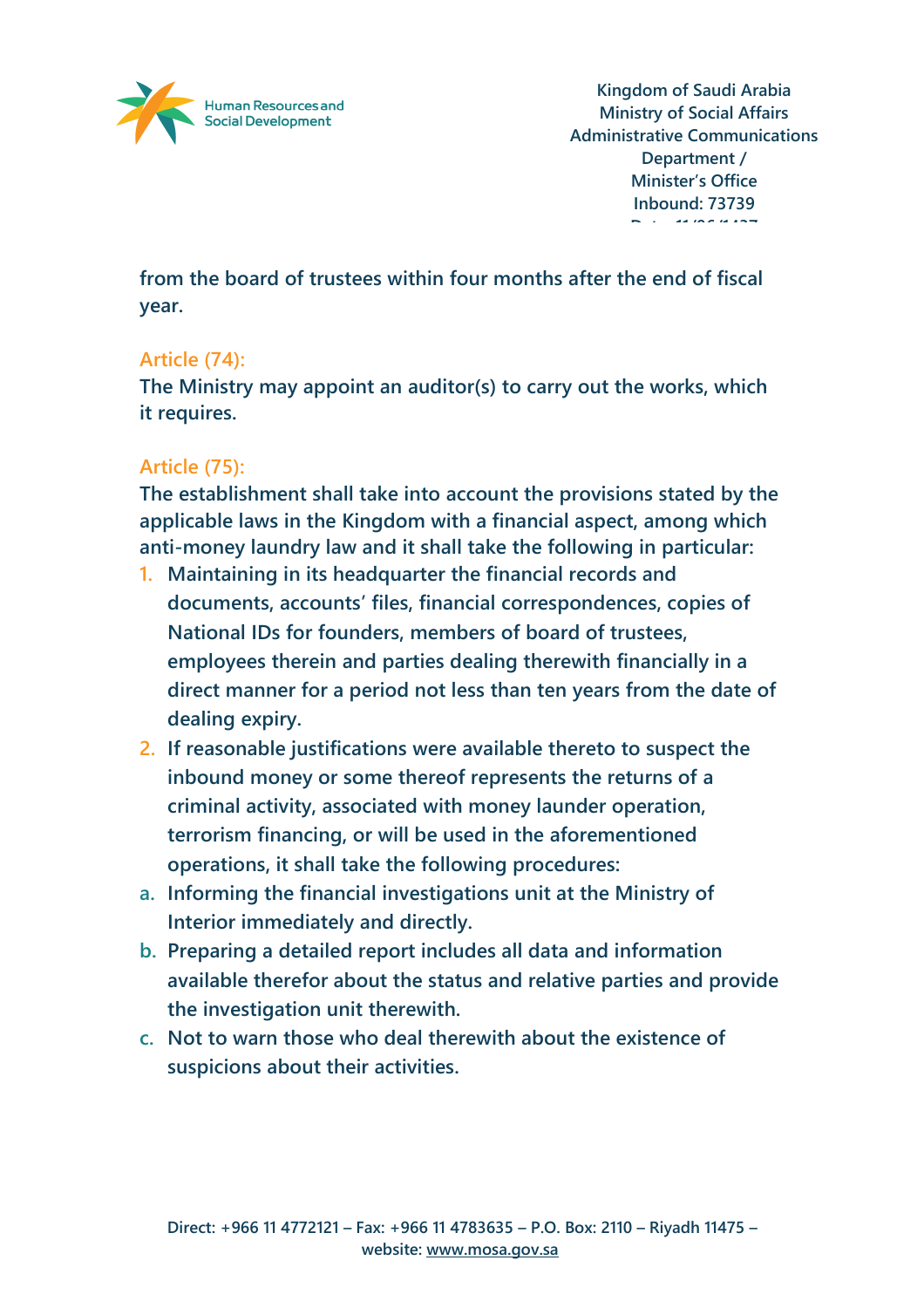from the board of trustees within four months after the end of fiscal year.

### Article (74):

The Ministry may appoint an auditor(s) to carry out the works, which it requires.

### Article (75):

The establishment shall take into account the provisions stated by the applicable laws in the Kingdom with a financial aspect, among which anti-money laundry law and it shall take the following in particular:

1. Maintaining in its headquarter the financial records and documents, accounts' files, financial correspondences, copies of National IDs for founders, members of board of trustees, employees therein and parties dealing therewith financially in a direct manner for a period not less than ten years from the date of dealing expiry.
2. If reasonable justifications were available thereto to suspect the inbound money or some thereof represents the returns of a criminal activity, associated with money launder operation, terrorism financing, or will be used in the aforementioned operations, it shall take the following procedures:

   a. Informing the financial investigations unit at the Ministry of Interior immediately and directly.

   b. Preparing a detailed report includes all data and information available therefor about the status and relative parties and provide the investigation unit therewith.

   c. Not to warn those who deal therewith about the existence of suspicions about their activities.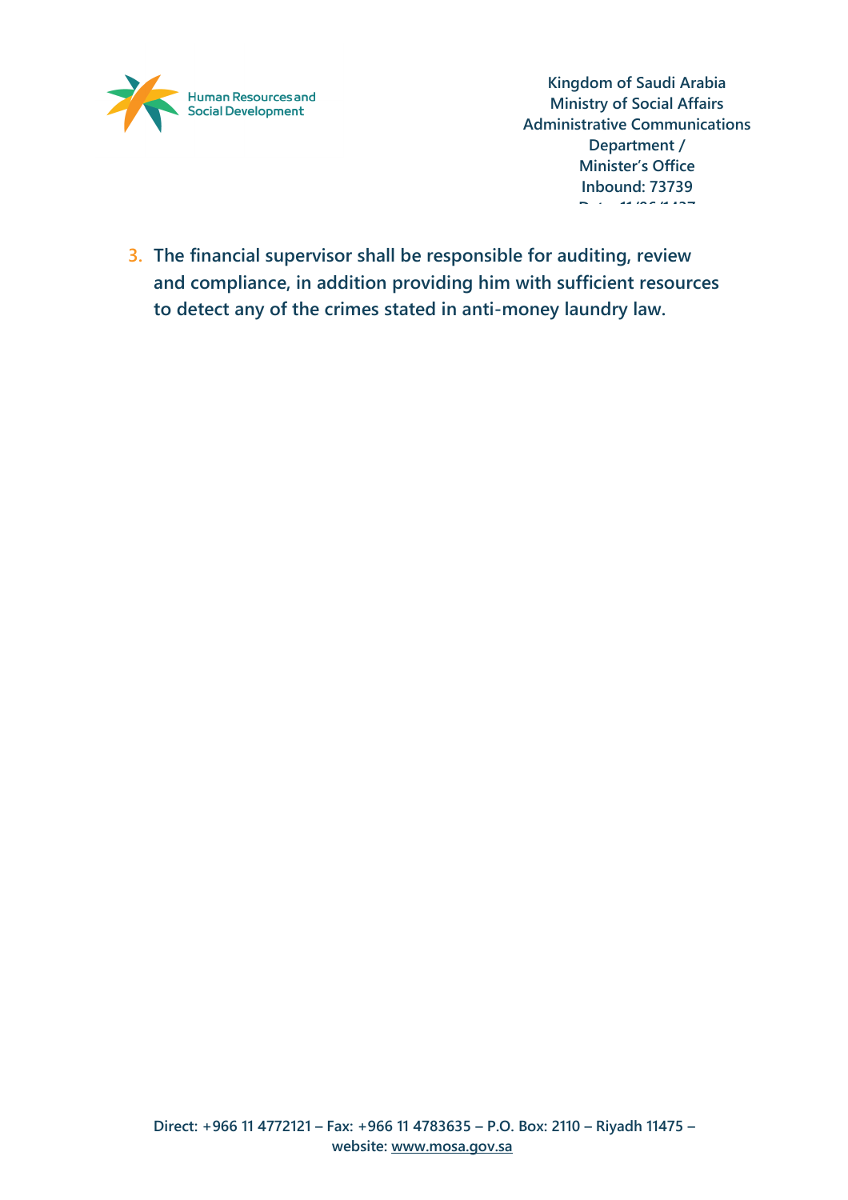3. The financial supervisor shall be responsible for auditing, review and compliance, in addition providing him with sufficient resources to detect any of the crimes stated in anti-money laundry law.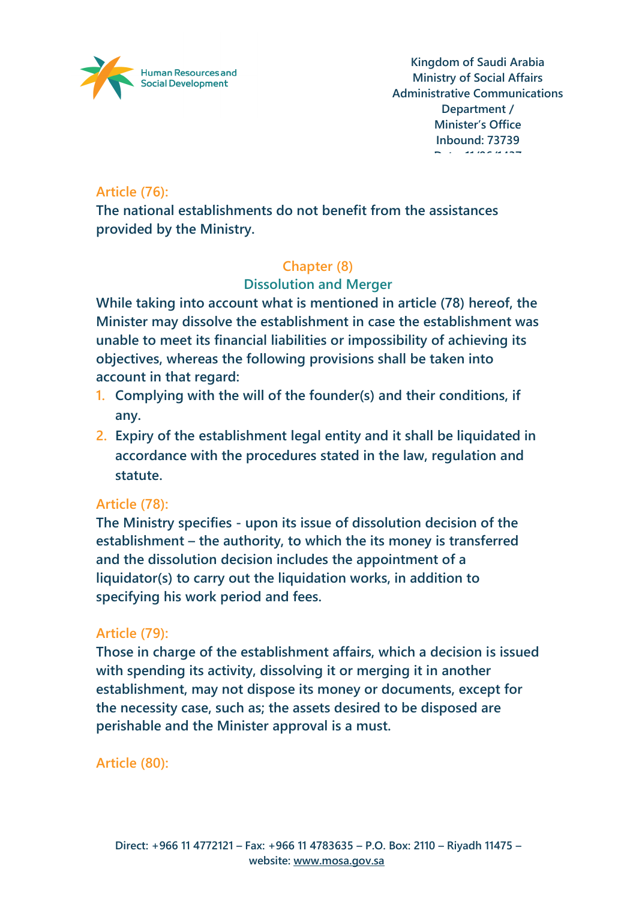## Article (76):

The national establishments do not benefit from the assistances provided by the Ministry.

## Chapter (8)

## Dissolution and Merger

While taking into account what is mentioned in article (78) hereof, the Minister may dissolve the establishment in case the establishment was unable to meet its financial liabilities or impossibility of achieving its objectives, whereas the following provisions shall be taken into account in that regard:

1. Complying with the will of the founder(s) and their conditions, if any.
2. Expiry of the establishment legal entity and it shall be liquidated in accordance with the procedures stated in the law, regulation and statute.

## Article (78):

The Ministry specifies - upon its issue of dissolution decision of the establishment – the authority, to which the its money is transferred and the dissolution decision includes the appointment of a liquidator(s) to carry out the liquidation works, in addition to specifying his work period and fees.

## Article (79):

Those in charge of the establishment affairs, which a decision is issued with spending its activity, dissolving it or merging it in another establishment, may not dispose its money or documents, except for the necessity case, such as; the assets desired to be disposed are perishable and the Minister approval is a must.

## Article (80):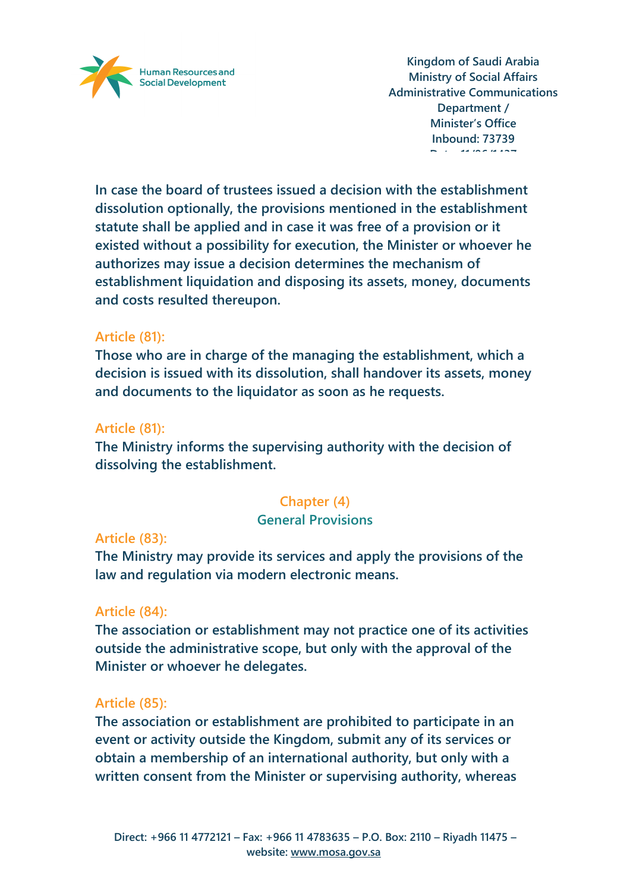In case the board of trustees issued a decision with the establishment dissolution optionally, the provisions mentioned in the establishment statute shall be applied and in case it was free of a provision or it existed without a possibility for execution, the Minister or whoever he authorizes may issue a decision determines the mechanism of establishment liquidation and disposing its assets, money, documents and costs resulted thereupon.

### Article (81):

Those who are in charge of the managing the establishment, which a decision is issued with its dissolution, shall handover its assets, money and documents to the liquidator as soon as he requests.

### Article (81):

The Ministry informs the supervising authority with the decision of dissolving the establishment.

## Chapter (4)
## General Provisions

### Article (83):

The Ministry may provide its services and apply the provisions of the law and regulation via modern electronic means.

### Article (84):

The association or establishment may not practice one of its activities outside the administrative scope, but only with the approval of the Minister or whoever he delegates.

### Article (85):

The association or establishment are prohibited to participate in an event or activity outside the Kingdom, submit any of its services or obtain a membership of an international authority, but only with a written consent from the Minister or supervising authority, whereas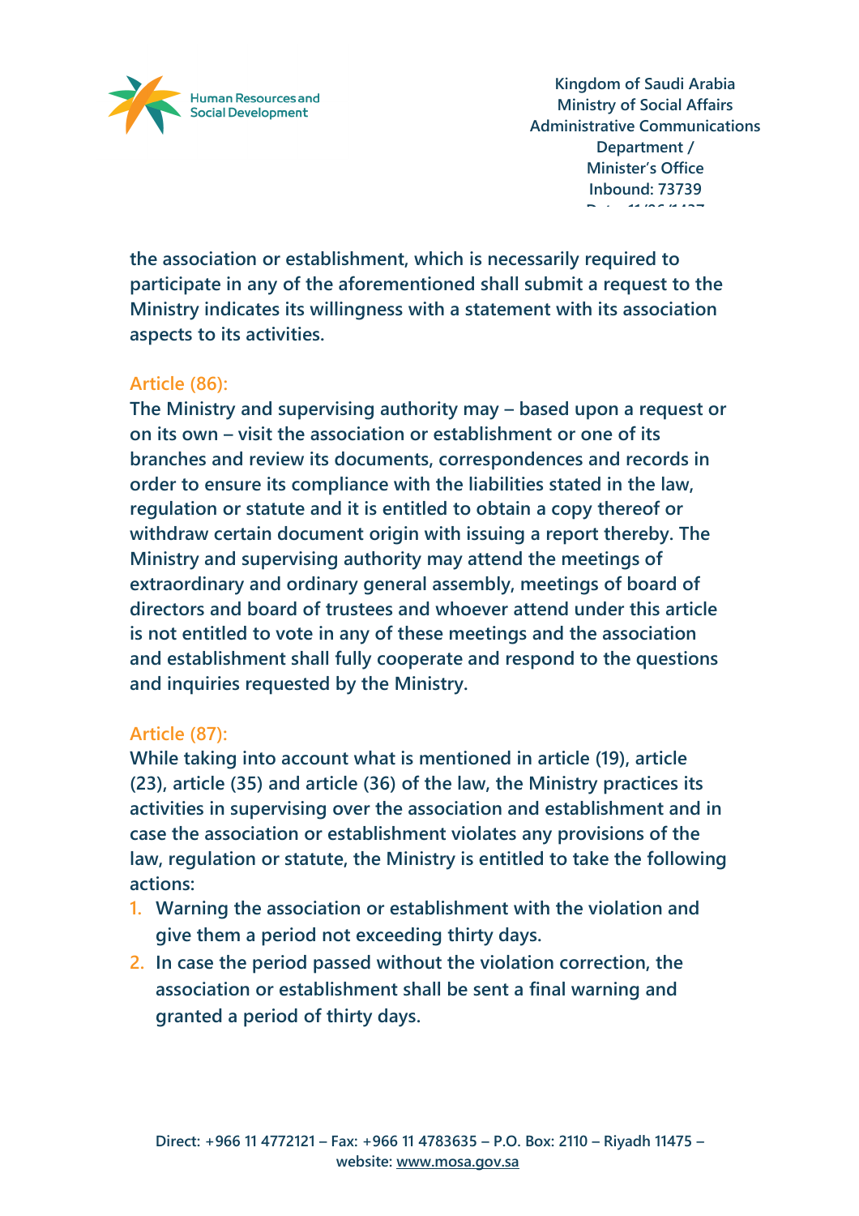the association or establishment, which is necessarily required to participate in any of the aforementioned shall submit a request to the Ministry indicates its willingness with a statement with its association aspects to its activities.

### Article (86):

The Ministry and supervising authority may – based upon a request or on its own – visit the association or establishment or one of its branches and review its documents, correspondences and records in order to ensure its compliance with the liabilities stated in the law, regulation or statute and it is entitled to obtain a copy thereof or withdraw certain document origin with issuing a report thereby. The Ministry and supervising authority may attend the meetings of extraordinary and ordinary general assembly, meetings of board of directors and board of trustees and whoever attend under this article is not entitled to vote in any of these meetings and the association and establishment shall fully cooperate and respond to the questions and inquiries requested by the Ministry.

### Article (87):

While taking into account what is mentioned in article (19), article (23), article (35) and article (36) of the law, the Ministry practices its activities in supervising over the association and establishment and in case the association or establishment violates any provisions of the law, regulation or statute, the Ministry is entitled to take the following actions:

1. Warning the association or establishment with the violation and give them a period not exceeding thirty days.
2. In case the period passed without the violation correction, the association or establishment shall be sent a final warning and granted a period of thirty days.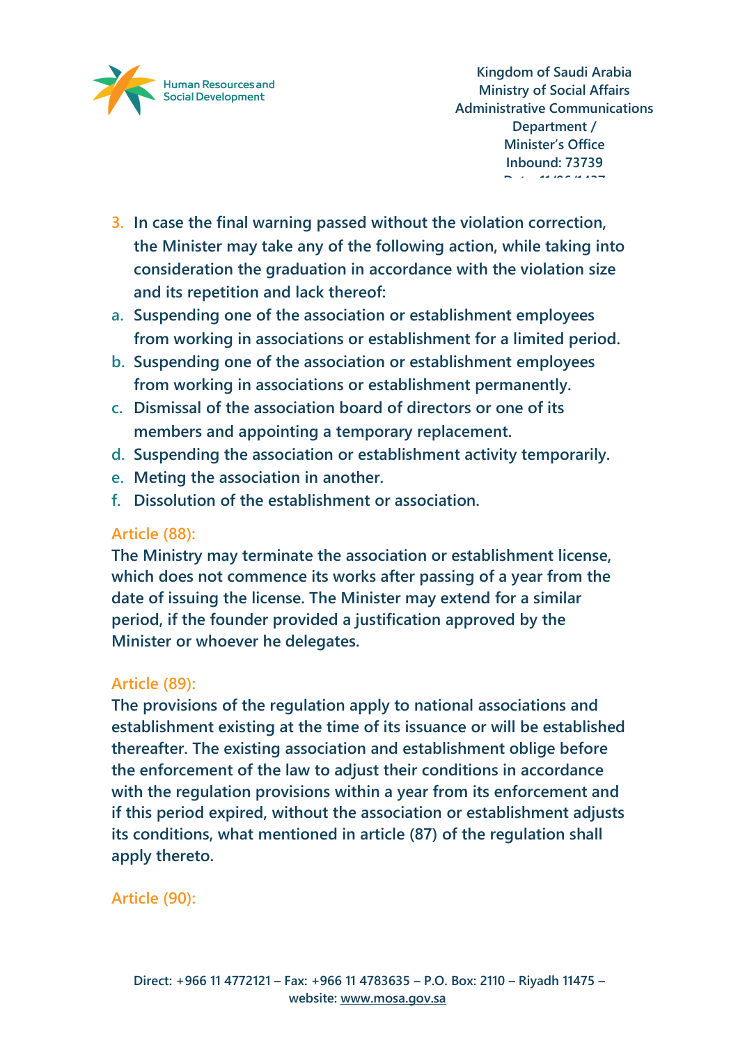3. In case the final warning passed without the violation correction, the Minister may take any of the following action, while taking into consideration the graduation in accordance with the violation size and its repetition and lack thereof:

a. Suspending one of the association or establishment employees from working in associations or establishment for a limited period.
b. Suspending one of the association or establishment employees from working in associations or establishment permanently.
c. Dismissal of the association board of directors or one of its members and appointing a temporary replacement.
d. Suspending the association or establishment activity temporarily.
e. Meting the association in another.
f. Dissolution of the establishment or association.

## Article (88):

The Ministry may terminate the association or establishment license, which does not commence its works after passing of a year from the date of issuing the license. The Minister may extend for a similar period, if the founder provided a justification approved by the Minister or whoever he delegates.

## Article (89):

The provisions of the regulation apply to national associations and establishment existing at the time of its issuance or will be established thereafter. The existing association and establishment oblige before the enforcement of the law to adjust their conditions in accordance with the regulation provisions within a year from its enforcement and if this period expired, without the association or establishment adjusts its conditions, what mentioned in article (87) of the regulation shall apply thereto.

## Article (90):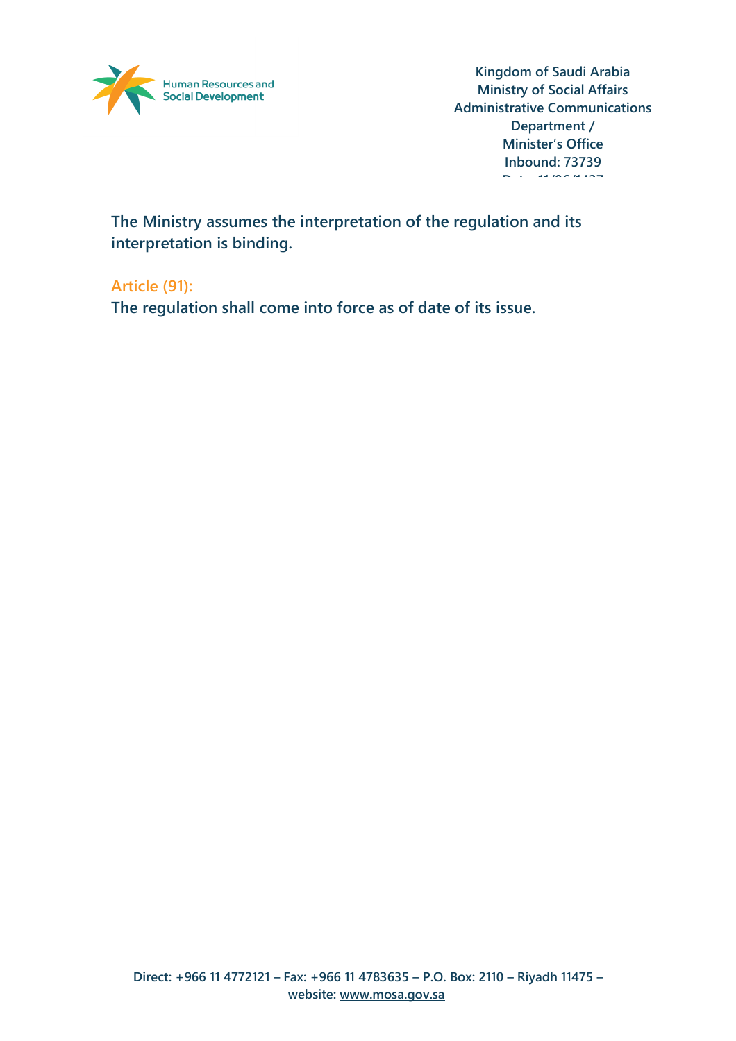The Ministry assumes the interpretation of the regulation and its interpretation is binding.

**Article (91):**

The regulation shall come into force as of date of its issue.